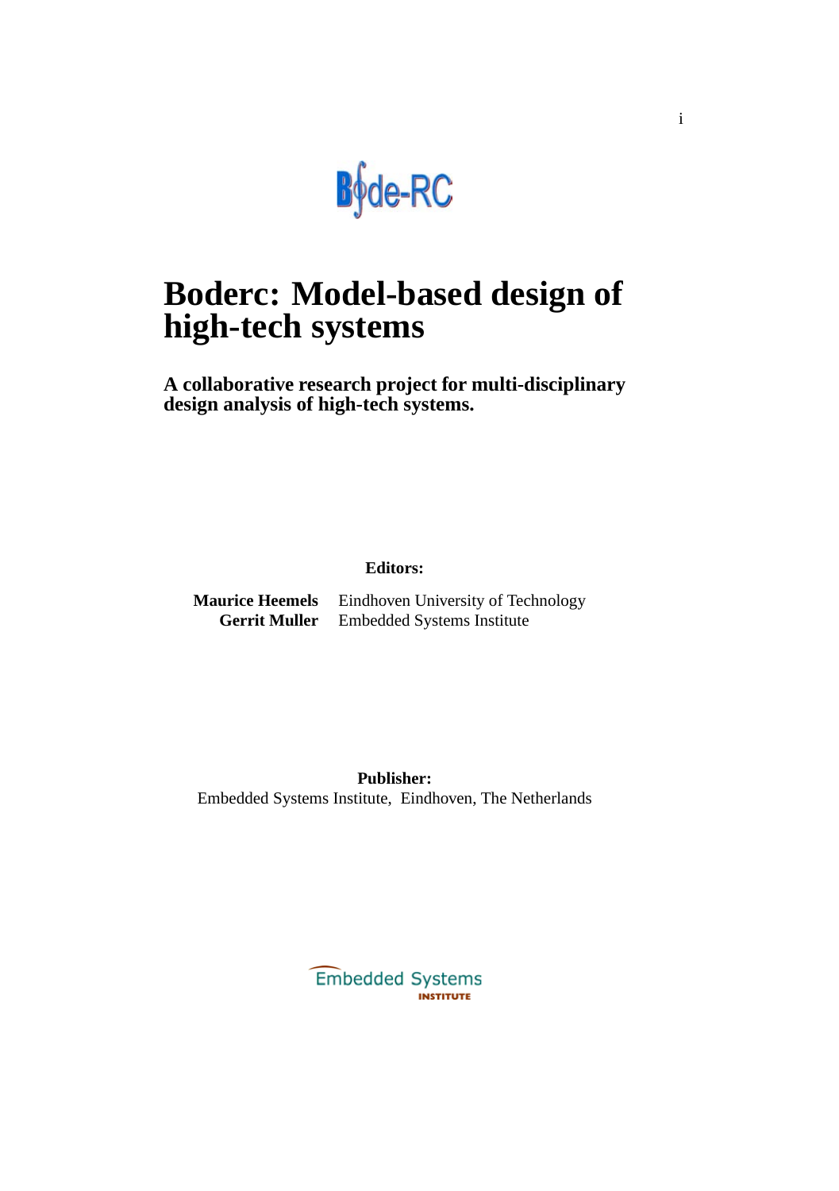# Boderc: Model-based design of high-tech systems

**A collaborative research project for multi-disciplinary design analysis of high-tech systems.**

**Editors:**

**Maurice Heemels** Eindhoven University of Technology
**Gerrit Muller** Embedded Systems Institute

**Publisher:**
Embedded Systems Institute, Eindhoven, The Netherlands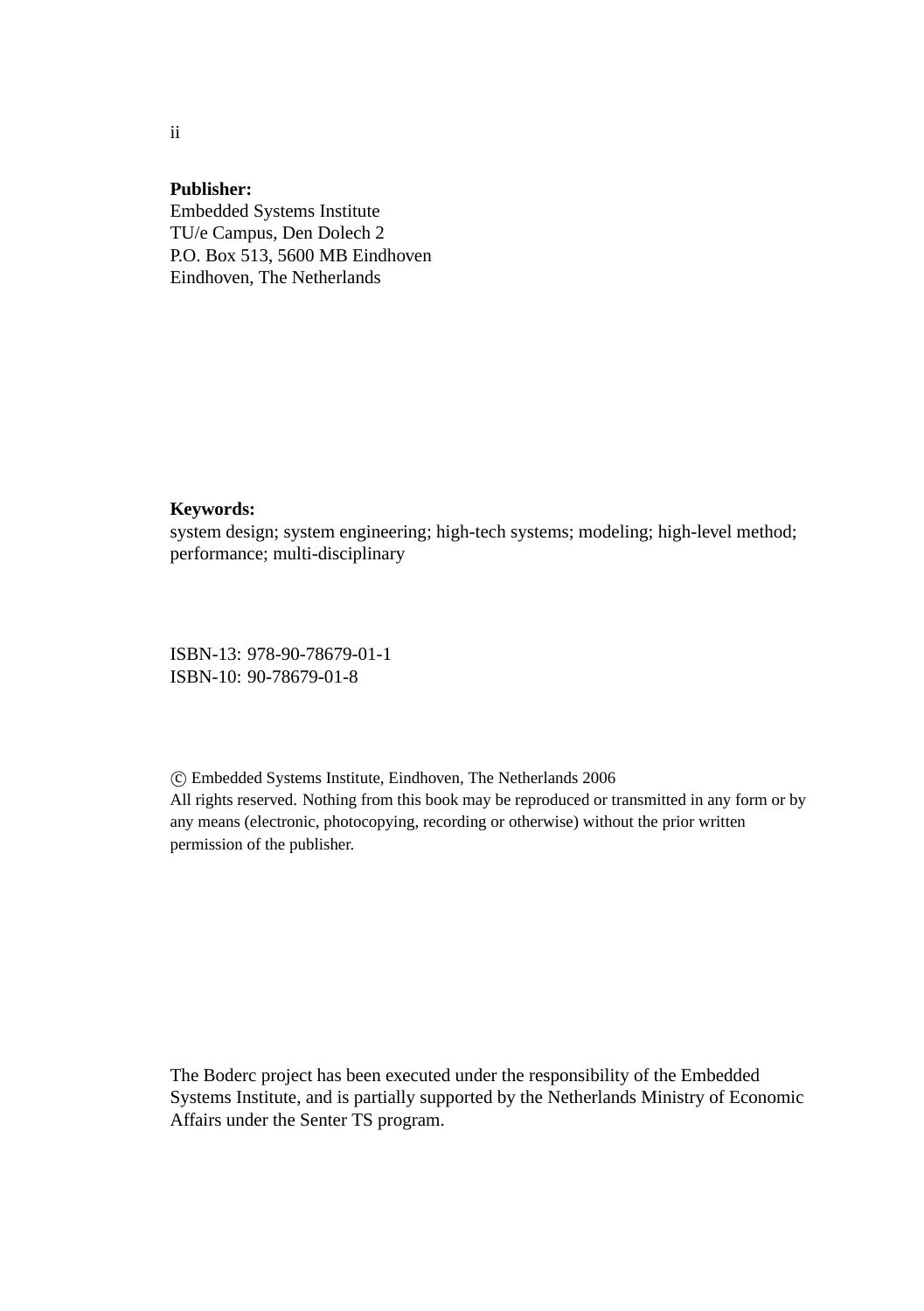**Publisher:**
Embedded Systems Institute
TU/e Campus, Den Dolech 2
P.O. Box 513, 5600 MB Eindhoven
Eindhoven, The Netherlands

**Keywords:**
system design; system engineering; high-tech systems; modeling; high-level method; performance; multi-disciplinary

ISBN-13: 978-90-78679-01-1
ISBN-10: 90-78679-01-8

© Embedded Systems Institute, Eindhoven, The Netherlands 2006
All rights reserved. Nothing from this book may be reproduced or transmitted in any form or by any means (electronic, photocopying, recording or otherwise) without the prior written permission of the publisher.

The Boderc project has been executed under the responsibility of the Embedded Systems Institute, and is partially supported by the Netherlands Ministry of Economic Affairs under the Senter TS program.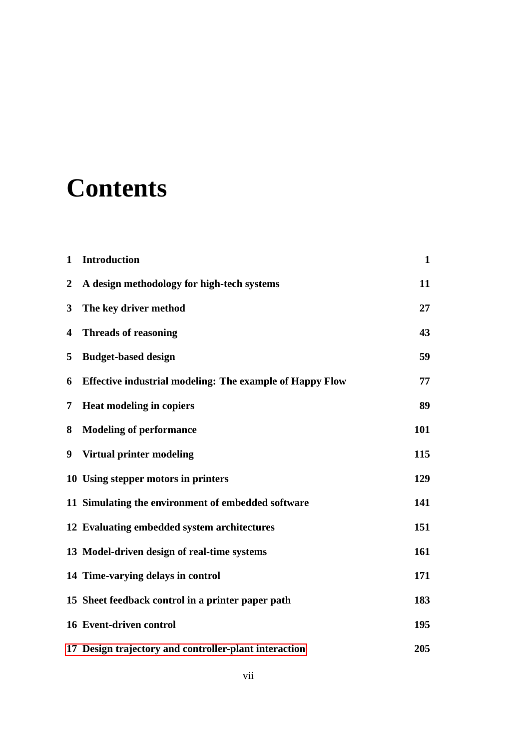# Contents

| | | |
|---|---|---|
| **1** | **Introduction** | **1** |
| **2** | **A design methodology for high-tech systems** | **11** |
| **3** | **The key driver method** | **27** |
| **4** | **Threads of reasoning** | **43** |
| **5** | **Budget-based design** | **59** |
| **6** | **Effective industrial modeling: The example of Happy Flow** | **77** |
| **7** | **Heat modeling in copiers** | **89** |
| **8** | **Modeling of performance** | **101** |
| **9** | **Virtual printer modeling** | **115** |
| **10** | **Using stepper motors in printers** | **129** |
| **11** | **Simulating the environment of embedded software** | **141** |
| **12** | **Evaluating embedded system architectures** | **151** |
| **13** | **Model-driven design of real-time systems** | **161** |
| **14** | **Time-varying delays in control** | **171** |
| **15** | **Sheet feedback control in a printer paper path** | **183** |
| **16** | **Event-driven control** | **195** |
| **17** | **Design trajectory and controller-plant interaction** | **205** |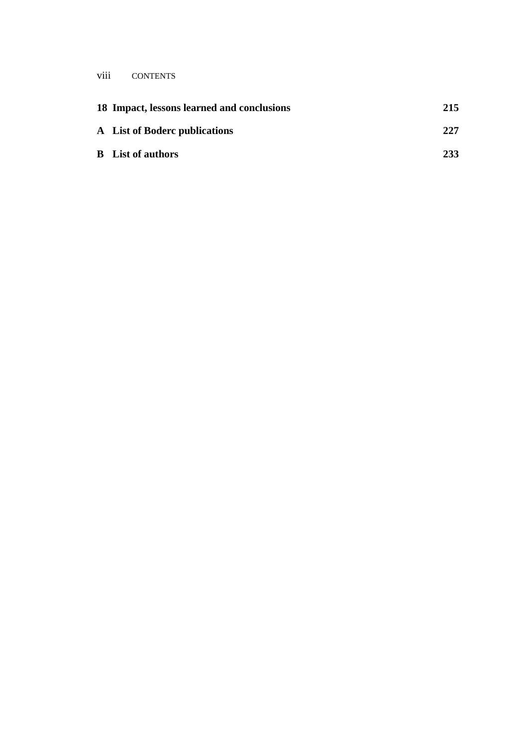**18 Impact, lessons learned and conclusions** **215**

**A List of Boderc publications** **227**

**B List of authors** **233**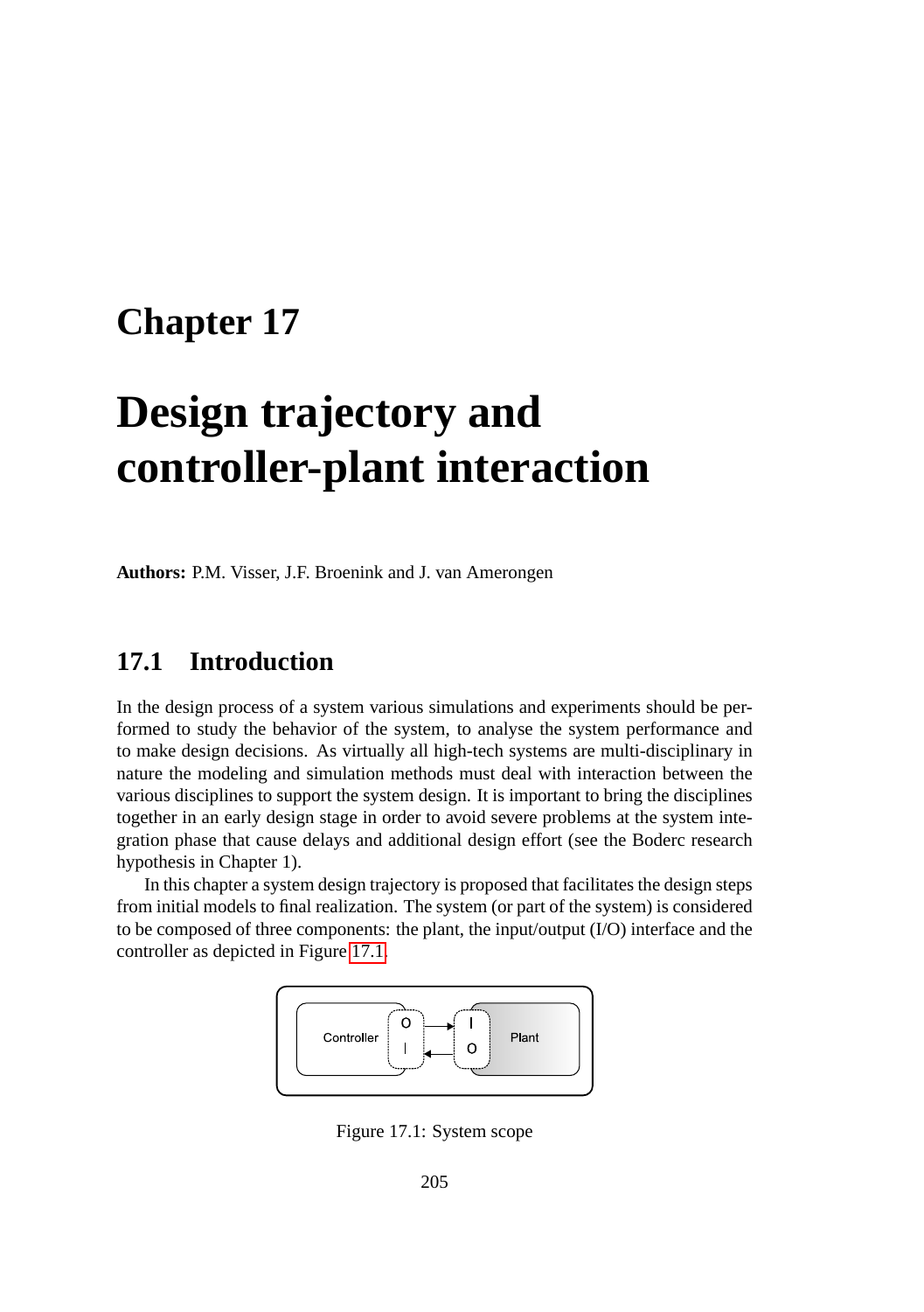# Chapter 17

# Design trajectory and controller-plant interaction

**Authors:** P.M. Visser, J.F. Broenink and J. van Amerongen

## 17.1 Introduction

In the design process of a system various simulations and experiments should be performed to study the behavior of the system, to analyse the system performance and to make design decisions. As virtually all high-tech systems are multi-disciplinary in nature the modeling and simulation methods must deal with interaction between the various disciplines to support the system design. It is important to bring the disciplines together in an early design stage in order to avoid severe problems at the system integration phase that cause delays and additional design effort (see the Boderc research hypothesis in Chapter 1).

In this chapter a system design trajectory is proposed that facilitates the design steps from initial models to final realization. The system (or part of the system) is considered to be composed of three components: the plant, the input/output (I/O) interface and the controller as depicted in Figure 17.1.

Figure 17.1: System scope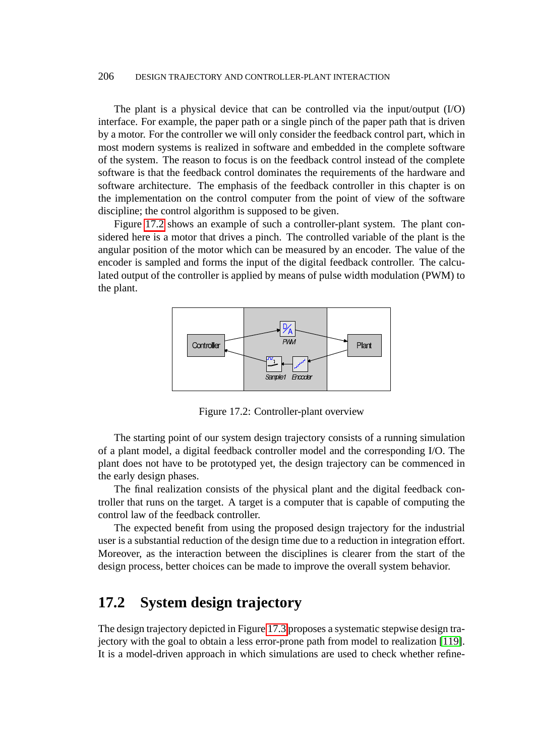The plant is a physical device that can be controlled via the input/output (I/O) interface. For example, the paper path or a single pinch of the paper path that is driven by a motor. For the controller we will only consider the feedback control part, which in most modern systems is realized in software and embedded in the complete software of the system. The reason to focus is on the feedback control instead of the complete software is that the feedback control dominates the requirements of the hardware and software architecture. The emphasis of the feedback controller in this chapter is on the implementation on the control computer from the point of view of the software discipline; the control algorithm is supposed to be given.

Figure 17.2 shows an example of such a controller-plant system. The plant considered here is a motor that drives a pinch. The controlled variable of the plant is the angular position of the motor which can be measured by an encoder. The value of the encoder is sampled and forms the input of the digital feedback controller. The calculated output of the controller is applied by means of pulse width modulation (PWM) to the plant.

Figure 17.2: Controller-plant overview

The starting point of our system design trajectory consists of a running simulation of a plant model, a digital feedback controller model and the corresponding I/O. The plant does not have to be prototyped yet, the design trajectory can be commenced in the early design phases.

The final realization consists of the physical plant and the digital feedback controller that runs on the target. A target is a computer that is capable of computing the control law of the feedback controller.

The expected benefit from using the proposed design trajectory for the industrial user is a substantial reduction of the design time due to a reduction in integration effort. Moreover, as the interaction between the disciplines is clearer from the start of the design process, better choices can be made to improve the overall system behavior.

## 17.2 System design trajectory

The design trajectory depicted in Figure 17.3 proposes a systematic stepwise design trajectory with the goal to obtain a less error-prone path from model to realization [119]. It is a model-driven approach in which simulations are used to check whether refine-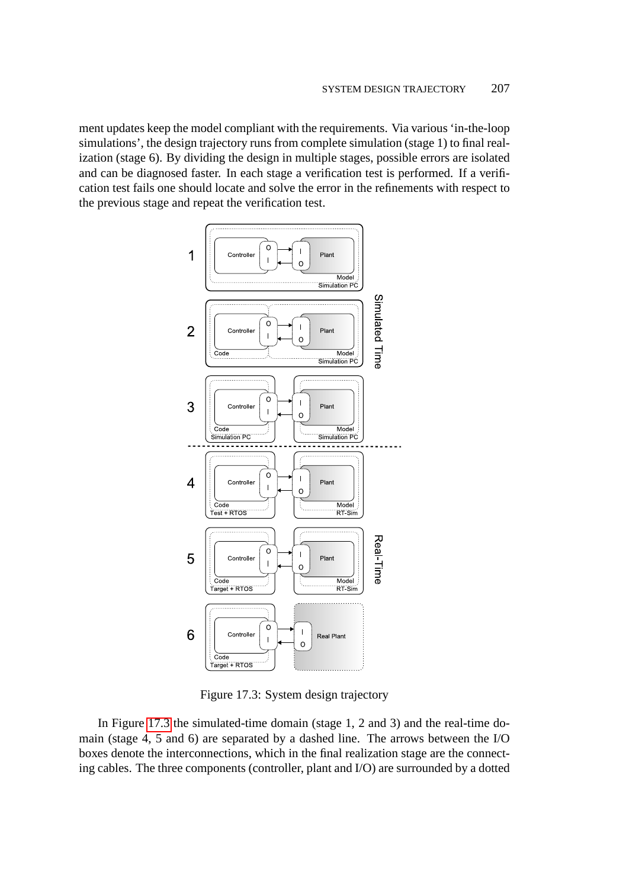ment updates keep the model compliant with the requirements. Via various 'in-the-loop simulations', the design trajectory runs from complete simulation (stage 1) to final realization (stage 6). By dividing the design in multiple stages, possible errors are isolated and can be diagnosed faster. In each stage a verification test is performed. If a verification test fails one should locate and solve the error in the refinements with respect to the previous stage and repeat the verification test.

Figure 17.3: System design trajectory

In Figure 17.3 the simulated-time domain (stage 1, 2 and 3) and the real-time domain (stage 4, 5 and 6) are separated by a dashed line. The arrows between the I/O boxes denote the interconnections, which in the final realization stage are the connecting cables. The three components (controller, plant and I/O) are surrounded by a dotted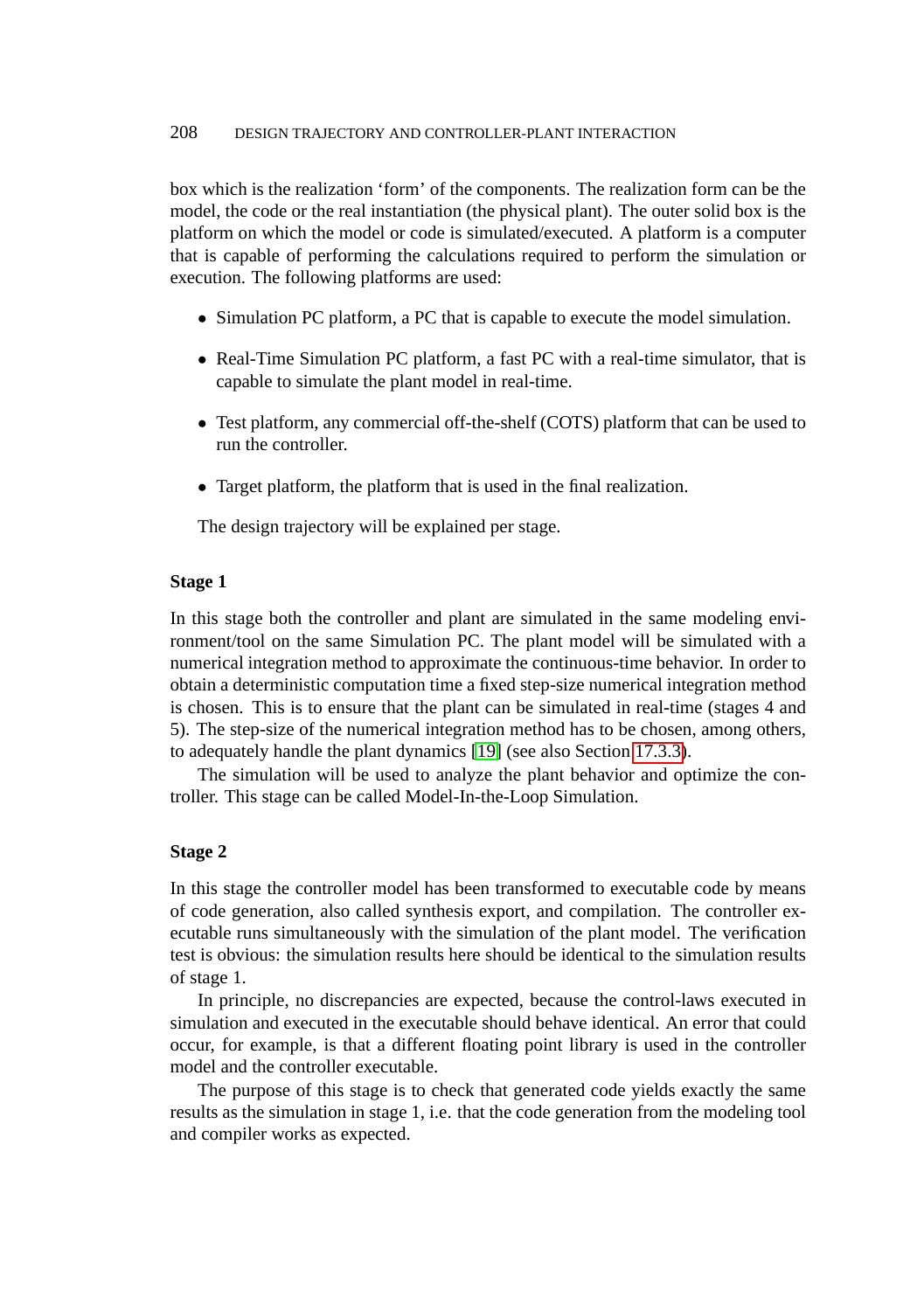box which is the realization 'form' of the components. The realization form can be the model, the code or the real instantiation (the physical plant). The outer solid box is the platform on which the model or code is simulated/executed. A platform is a computer that is capable of performing the calculations required to perform the simulation or execution. The following platforms are used:

- Simulation PC platform, a PC that is capable to execute the model simulation.
- Real-Time Simulation PC platform, a fast PC with a real-time simulator, that is capable to simulate the plant model in real-time.
- Test platform, any commercial off-the-shelf (COTS) platform that can be used to run the controller.
- Target platform, the platform that is used in the final realization.

The design trajectory will be explained per stage.

**Stage 1**

In this stage both the controller and plant are simulated in the same modeling environment/tool on the same Simulation PC. The plant model will be simulated with a numerical integration method to approximate the continuous-time behavior. In order to obtain a deterministic computation time a fixed step-size numerical integration method is chosen. This is to ensure that the plant can be simulated in real-time (stages 4 and 5). The step-size of the numerical integration method has to be chosen, among others, to adequately handle the plant dynamics [19] (see also Section 17.3.3).

The simulation will be used to analyze the plant behavior and optimize the controller. This stage can be called Model-In-the-Loop Simulation.

**Stage 2**

In this stage the controller model has been transformed to executable code by means of code generation, also called synthesis export, and compilation. The controller executable runs simultaneously with the simulation of the plant model. The verification test is obvious: the simulation results here should be identical to the simulation results of stage 1.

In principle, no discrepancies are expected, because the control-laws executed in simulation and executed in the executable should behave identical. An error that could occur, for example, is that a different floating point library is used in the controller model and the controller executable.

The purpose of this stage is to check that generated code yields exactly the same results as the simulation in stage 1, i.e. that the code generation from the modeling tool and compiler works as expected.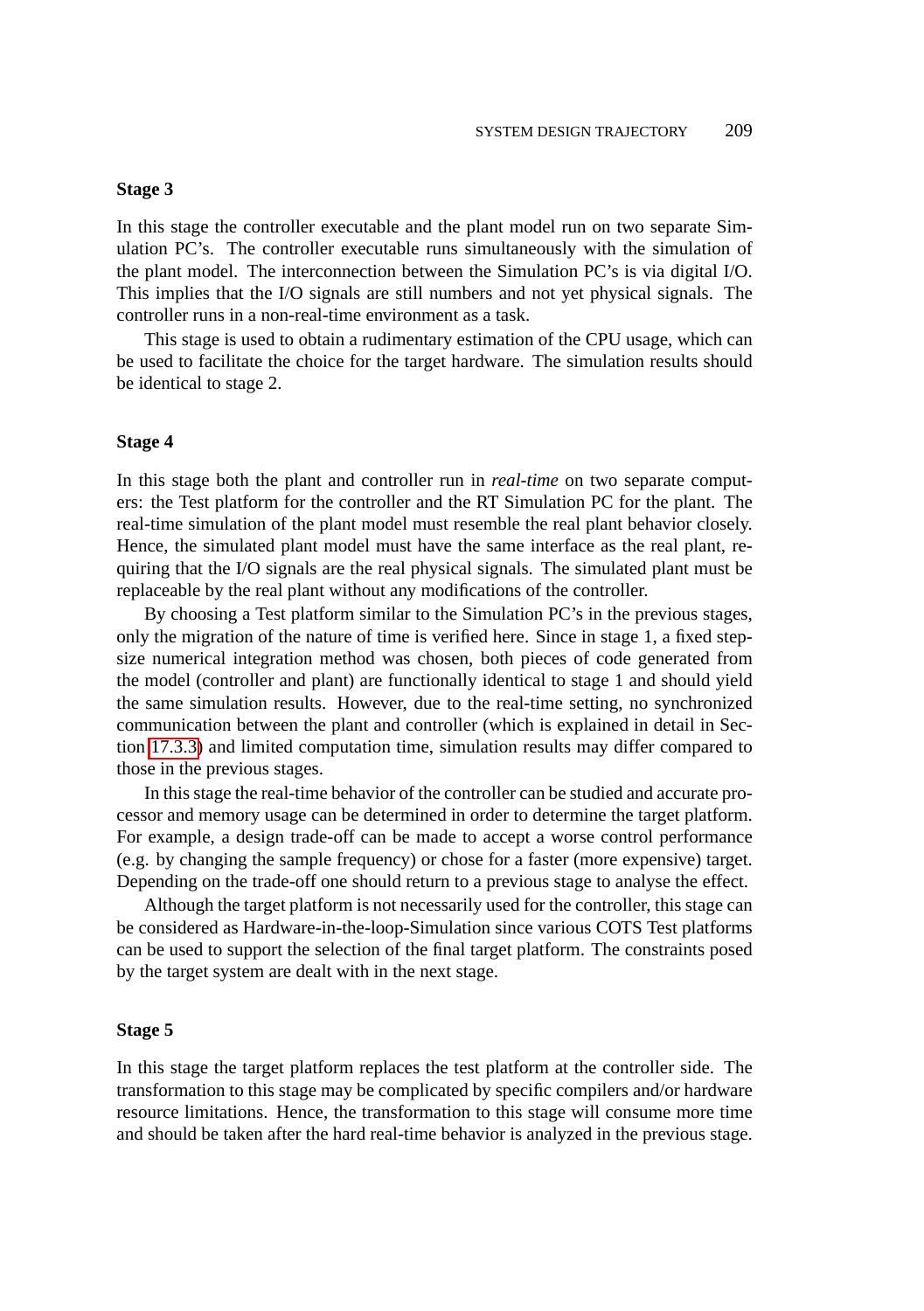### Stage 3

In this stage the controller executable and the plant model run on two separate Simulation PC's. The controller executable runs simultaneously with the simulation of the plant model. The interconnection between the Simulation PC's is via digital I/O. This implies that the I/O signals are still numbers and not yet physical signals. The controller runs in a non-real-time environment as a task.

This stage is used to obtain a rudimentary estimation of the CPU usage, which can be used to facilitate the choice for the target hardware. The simulation results should be identical to stage 2.

### Stage 4

In this stage both the plant and controller run in *real-time* on two separate computers: the Test platform for the controller and the RT Simulation PC for the plant. The real-time simulation of the plant model must resemble the real plant behavior closely. Hence, the simulated plant model must have the same interface as the real plant, requiring that the I/O signals are the real physical signals. The simulated plant must be replaceable by the real plant without any modifications of the controller.

By choosing a Test platform similar to the Simulation PC's in the previous stages, only the migration of the nature of time is verified here. Since in stage 1, a fixed step-size numerical integration method was chosen, both pieces of code generated from the model (controller and plant) are functionally identical to stage 1 and should yield the same simulation results. However, due to the real-time setting, no synchronized communication between the plant and controller (which is explained in detail in Section 17.3.3) and limited computation time, simulation results may differ compared to those in the previous stages.

In this stage the real-time behavior of the controller can be studied and accurate processor and memory usage can be determined in order to determine the target platform. For example, a design trade-off can be made to accept a worse control performance (e.g. by changing the sample frequency) or chose for a faster (more expensive) target. Depending on the trade-off one should return to a previous stage to analyse the effect.

Although the target platform is not necessarily used for the controller, this stage can be considered as Hardware-in-the-loop-Simulation since various COTS Test platforms can be used to support the selection of the final target platform. The constraints posed by the target system are dealt with in the next stage.

### Stage 5

In this stage the target platform replaces the test platform at the controller side. The transformation to this stage may be complicated by specific compilers and/or hardware resource limitations. Hence, the transformation to this stage will consume more time and should be taken after the hard real-time behavior is analyzed in the previous stage.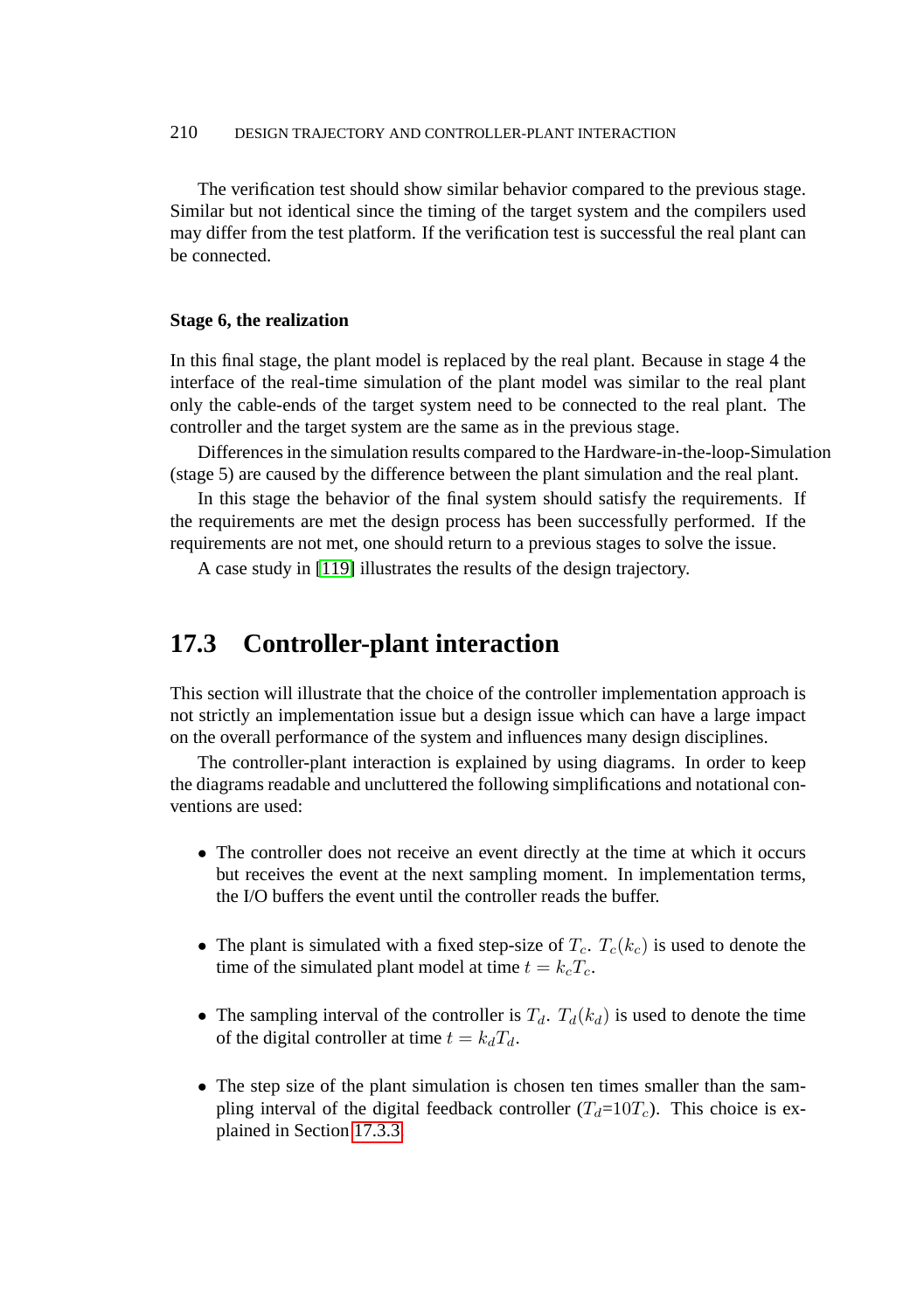The verification test should show similar behavior compared to the previous stage. Similar but not identical since the timing of the target system and the compilers used may differ from the test platform. If the verification test is successful the real plant can be connected.

**Stage 6, the realization**

In this final stage, the plant model is replaced by the real plant. Because in stage 4 the interface of the real-time simulation of the plant model was similar to the real plant only the cable-ends of the target system need to be connected to the real plant. The controller and the target system are the same as in the previous stage.

Differences in the simulation results compared to the Hardware-in-the-loop-Simulation (stage 5) are caused by the difference between the plant simulation and the real plant.

In this stage the behavior of the final system should satisfy the requirements. If the requirements are met the design process has been successfully performed. If the requirements are not met, one should return to a previous stages to solve the issue.

A case study in [119] illustrates the results of the design trajectory.

## 17.3 Controller-plant interaction

This section will illustrate that the choice of the controller implementation approach is not strictly an implementation issue but a design issue which can have a large impact on the overall performance of the system and influences many design disciplines.

The controller-plant interaction is explained by using diagrams. In order to keep the diagrams readable and uncluttered the following simplifications and notational conventions are used:

- The controller does not receive an event directly at the time at which it occurs but receives the event at the next sampling moment. In implementation terms, the I/O buffers the event until the controller reads the buffer.
- The plant is simulated with a fixed step-size of $T_c$. $T_c(k_c)$ is used to denote the time of the simulated plant model at time $t = k_c T_c$.
- The sampling interval of the controller is $T_d$. $T_d(k_d)$ is used to denote the time of the digital controller at time $t = k_d T_d$.
- The step size of the plant simulation is chosen ten times smaller than the sampling interval of the digital feedback controller ($T_d$=10$T_c$). This choice is explained in Section 17.3.3.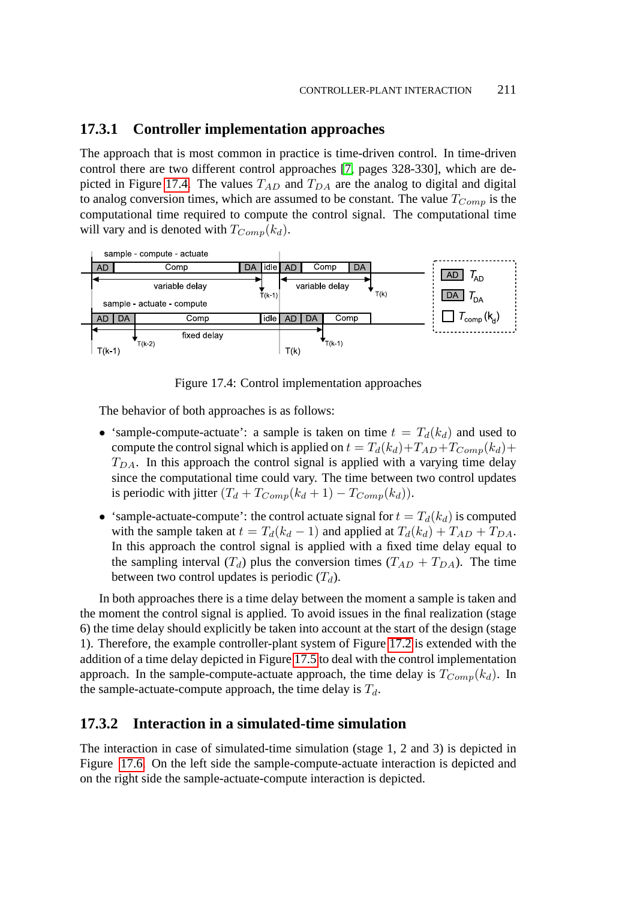### 17.3.1 Controller implementation approaches

The approach that is most common in practice is time-driven control. In time-driven control there are two different control approaches [7, pages 328-330], which are depicted in Figure 17.4. The values $T_{AD}$ and $T_{DA}$ are the analog to digital and digital to analog conversion times, which are assumed to be constant. The value $T_{Comp}$ is the computational time required to compute the control signal. The computational time will vary and is denoted with $T_{Comp}(k_d)$.

Figure 17.4: Control implementation approaches

The behavior of both approaches is as follows:

- 'sample-compute-actuate': a sample is taken on time $t = T_d(k_d)$ and used to compute the control signal which is applied on $t = T_d(k_d) + T_{AD} + T_{Comp}(k_d) + T_{DA}$. In this approach the control signal is applied with a varying time delay since the computational time could vary. The time between two control updates is periodic with jitter $(T_d + T_{Comp}(k_d + 1) - T_{Comp}(k_d))$.
- 'sample-actuate-compute': the control actuate signal for $t = T_d(k_d)$ is computed with the sample taken at $t = T_d(k_d - 1)$ and applied at $T_d(k_d) + T_{AD} + T_{DA}$. In this approach the control signal is applied with a fixed time delay equal to the sampling interval ($T_d$) plus the conversion times ($T_{AD} + T_{DA}$). The time between two control updates is periodic ($T_d$).

In both approaches there is a time delay between the moment a sample is taken and the moment the control signal is applied. To avoid issues in the final realization (stage 6) the time delay should explicitly be taken into account at the start of the design (stage 1). Therefore, the example controller-plant system of Figure 17.2 is extended with the addition of a time delay depicted in Figure 17.5 to deal with the control implementation approach. In the sample-compute-actuate approach, the time delay is $T_{Comp}(k_d)$. In the sample-actuate-compute approach, the time delay is $T_d$.

### 17.3.2 Interaction in a simulated-time simulation

The interaction in case of simulated-time simulation (stage 1, 2 and 3) is depicted in Figure 17.6. On the left side the sample-compute-actuate interaction is depicted and on the right side the sample-actuate-compute interaction is depicted.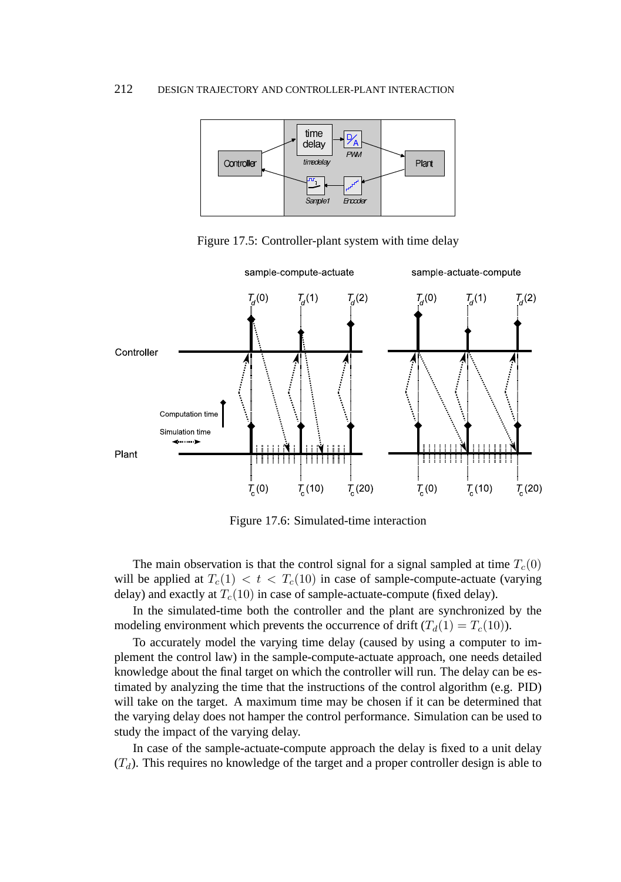Figure 17.5: Controller-plant system with time delay

Figure 17.6: Simulated-time interaction

The main observation is that the control signal for a signal sampled at time $T_c(0)$ will be applied at $T_c(1) < t < T_c(10)$ in case of sample-compute-actuate (varying delay) and exactly at $T_c(10)$ in case of sample-actuate-compute (fixed delay).

In the simulated-time both the controller and the plant are synchronized by the modeling environment which prevents the occurrence of drift ($T_d(1) = T_c(10)$).

To accurately model the varying time delay (caused by using a computer to implement the control law) in the sample-compute-actuate approach, one needs detailed knowledge about the final target on which the controller will run. The delay can be estimated by analyzing the time that the instructions of the control algorithm (e.g. PID) will take on the target. A maximum time may be chosen if it can be determined that the varying delay does not hamper the control performance. Simulation can be used to study the impact of the varying delay.

In case of the sample-actuate-compute approach the delay is fixed to a unit delay ($T_d$). This requires no knowledge of the target and a proper controller design is able to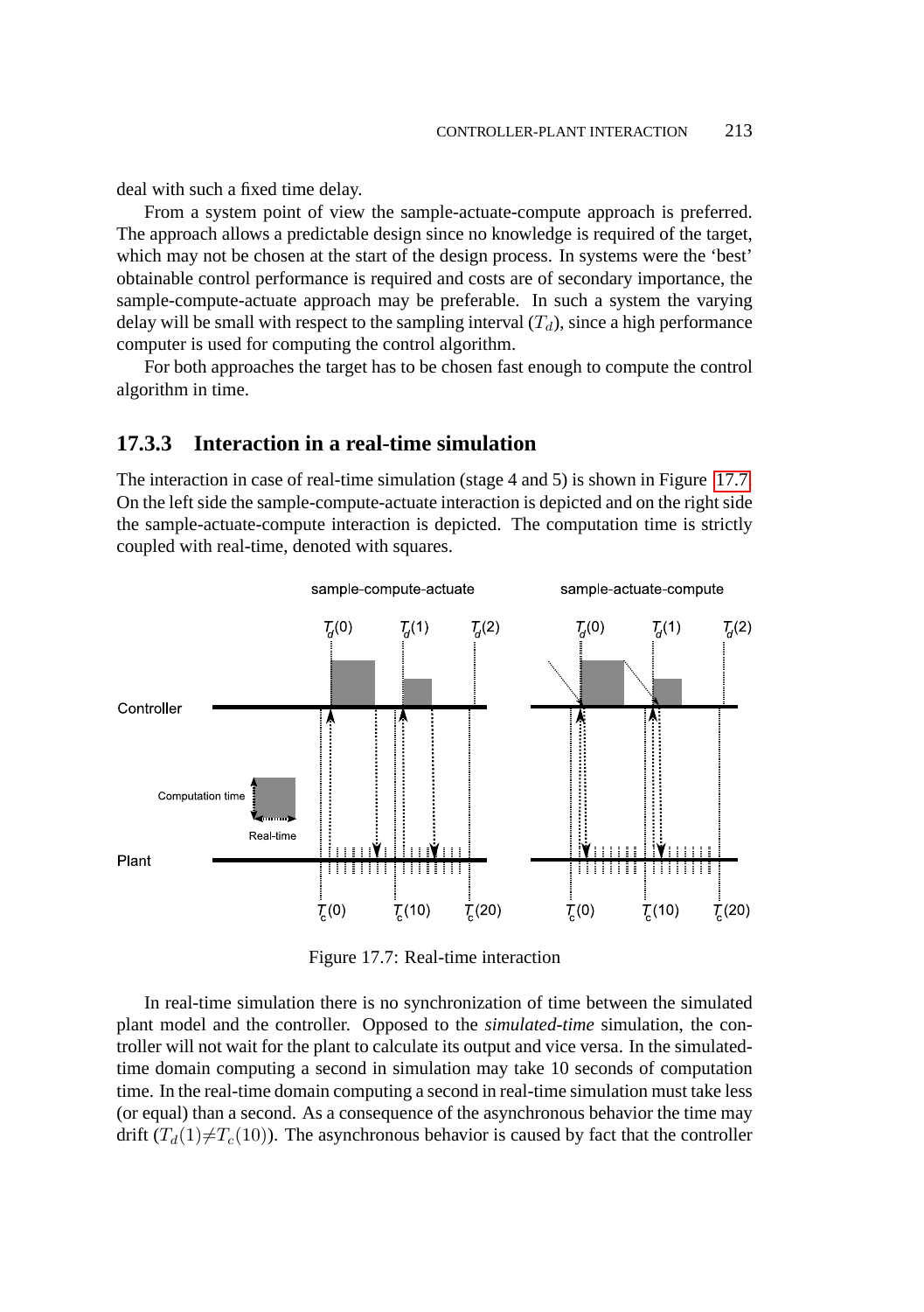deal with such a fixed time delay.

From a system point of view the sample-actuate-compute approach is preferred. The approach allows a predictable design since no knowledge is required of the target, which may not be chosen at the start of the design process. In systems were the 'best' obtainable control performance is required and costs are of secondary importance, the sample-compute-actuate approach may be preferable. In such a system the varying delay will be small with respect to the sampling interval ($T_d$), since a high performance computer is used for computing the control algorithm.

For both approaches the target has to be chosen fast enough to compute the control algorithm in time.

### 17.3.3 Interaction in a real-time simulation

The interaction in case of real-time simulation (stage 4 and 5) is shown in Figure 17.7. On the left side the sample-compute-actuate interaction is depicted and on the right side the sample-actuate-compute interaction is depicted. The computation time is strictly coupled with real-time, denoted with squares.

Figure 17.7: Real-time interaction

In real-time simulation there is no synchronization of time between the simulated plant model and the controller. Opposed to the *simulated-time* simulation, the controller will not wait for the plant to calculate its output and vice versa. In the simulated-time domain computing a second in simulation may take 10 seconds of computation time. In the real-time domain computing a second in real-time simulation must take less (or equal) than a second. As a consequence of the asynchronous behavior the time may drift ($T_d(1) \neq T_c(10)$). The asynchronous behavior is caused by fact that the controller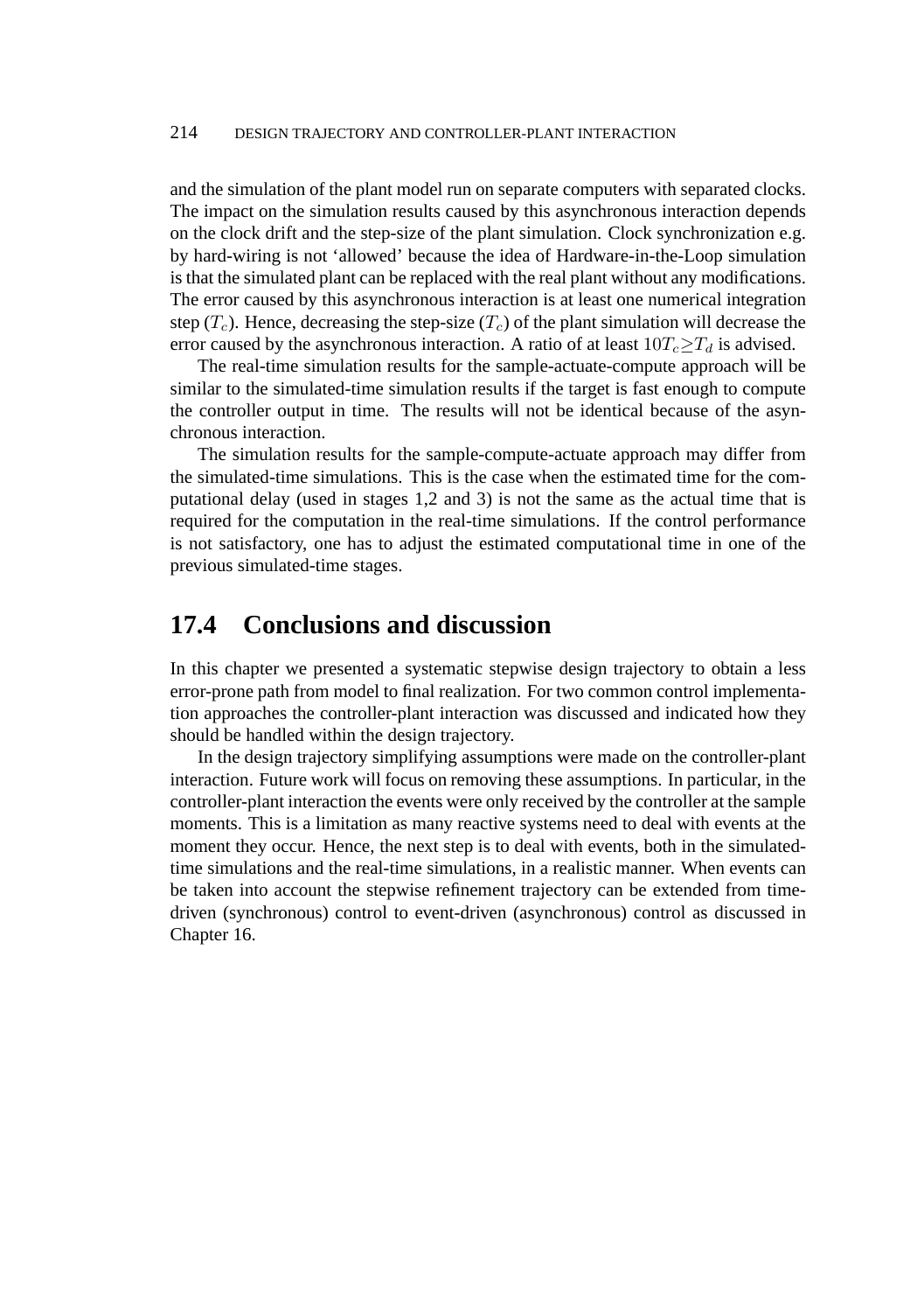and the simulation of the plant model run on separate computers with separated clocks. The impact on the simulation results caused by this asynchronous interaction depends on the clock drift and the step-size of the plant simulation. Clock synchronization e.g. by hard-wiring is not 'allowed' because the idea of Hardware-in-the-Loop simulation is that the simulated plant can be replaced with the real plant without any modifications. The error caused by this asynchronous interaction is at least one numerical integration step ($T_c$). Hence, decreasing the step-size ($T_c$) of the plant simulation will decrease the error caused by the asynchronous interaction. A ratio of at least $10T_c \geq T_d$ is advised.

The real-time simulation results for the sample-actuate-compute approach will be similar to the simulated-time simulation results if the target is fast enough to compute the controller output in time. The results will not be identical because of the asynchronous interaction.

The simulation results for the sample-compute-actuate approach may differ from the simulated-time simulations. This is the case when the estimated time for the computational delay (used in stages 1,2 and 3) is not the same as the actual time that is required for the computation in the real-time simulations. If the control performance is not satisfactory, one has to adjust the estimated computational time in one of the previous simulated-time stages.

## 17.4 Conclusions and discussion

In this chapter we presented a systematic stepwise design trajectory to obtain a less error-prone path from model to final realization. For two common control implementation approaches the controller-plant interaction was discussed and indicated how they should be handled within the design trajectory.

In the design trajectory simplifying assumptions were made on the controller-plant interaction. Future work will focus on removing these assumptions. In particular, in the controller-plant interaction the events were only received by the controller at the sample moments. This is a limitation as many reactive systems need to deal with events at the moment they occur. Hence, the next step is to deal with events, both in the simulated-time simulations and the real-time simulations, in a realistic manner. When events can be taken into account the stepwise refinement trajectory can be extended from time-driven (synchronous) control to event-driven (asynchronous) control as discussed in Chapter 16.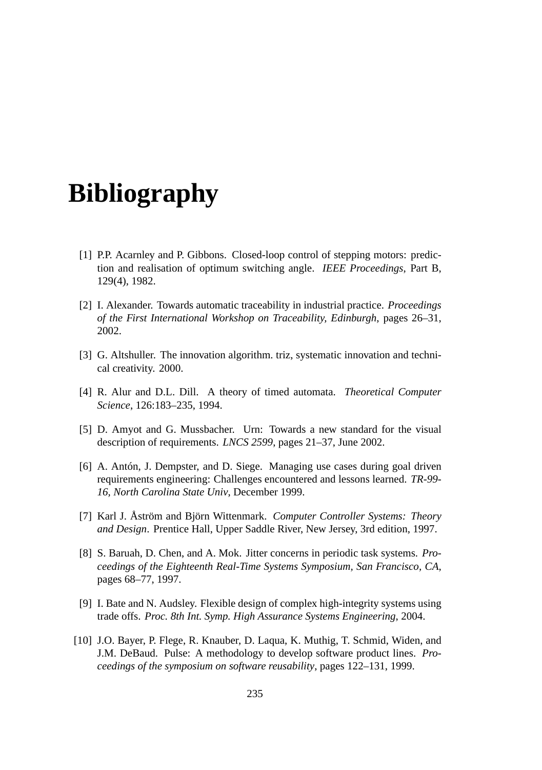# Bibliography

[1] P.P. Acarnley and P. Gibbons. Closed-loop control of stepping motors: prediction and realisation of optimum switching angle. *IEEE Proceedings*, Part B, 129(4), 1982.

[2] I. Alexander. Towards automatic traceability in industrial practice. *Proceedings of the First International Workshop on Traceability, Edinburgh*, pages 26–31, 2002.

[3] G. Altshuller. The innovation algorithm. triz, systematic innovation and technical creativity. 2000.

[4] R. Alur and D.L. Dill. A theory of timed automata. *Theoretical Computer Science*, 126:183–235, 1994.

[5] D. Amyot and G. Mussbacher. Urn: Towards a new standard for the visual description of requirements. *LNCS 2599*, pages 21–37, June 2002.

[6] A. Antón, J. Dempster, and D. Siege. Managing use cases during goal driven requirements engineering: Challenges encountered and lessons learned. *TR-99-16, North Carolina State Univ*, December 1999.

[7] Karl J. Åström and Björn Wittenmark. *Computer Controller Systems: Theory and Design*. Prentice Hall, Upper Saddle River, New Jersey, 3rd edition, 1997.

[8] S. Baruah, D. Chen, and A. Mok. Jitter concerns in periodic task systems. *Proceedings of the Eighteenth Real-Time Systems Symposium, San Francisco, CA*, pages 68–77, 1997.

[9] I. Bate and N. Audsley. Flexible design of complex high-integrity systems using trade offs. *Proc. 8th Int. Symp. High Assurance Systems Engineering*, 2004.

[10] J.O. Bayer, P. Flege, R. Knauber, D. Laqua, K. Muthig, T. Schmid, Widen, and J.M. DeBaud. Pulse: A methodology to develop software product lines. *Proceedings of the symposium on software reusability*, pages 122–131, 1999.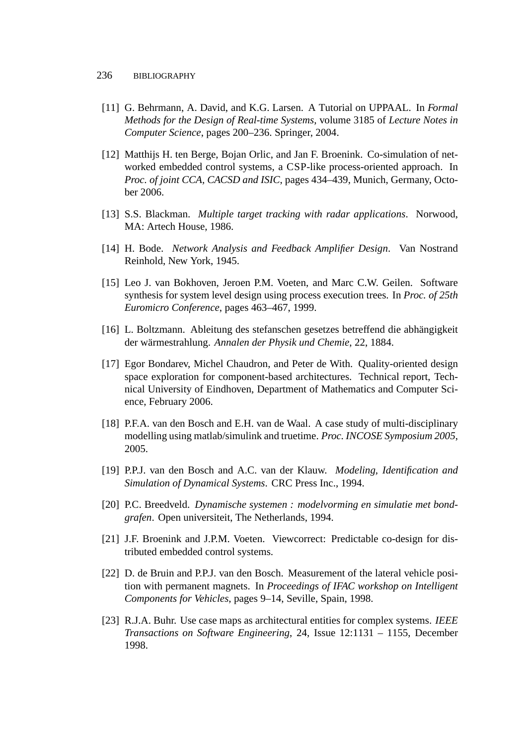[11] G. Behrmann, A. David, and K.G. Larsen. A Tutorial on UPPAAL. In *Formal Methods for the Design of Real-time Systems*, volume 3185 of *Lecture Notes in Computer Science*, pages 200–236. Springer, 2004.

[12] Matthijs H. ten Berge, Bojan Orlic, and Jan F. Broenink. Co-simulation of networked embedded control systems, a CSP-like process-oriented approach. In *Proc. of joint CCA, CACSD and ISIC*, pages 434–439, Munich, Germany, October 2006.

[13] S.S. Blackman. *Multiple target tracking with radar applications*. Norwood, MA: Artech House, 1986.

[14] H. Bode. *Network Analysis and Feedback Amplifier Design*. Van Nostrand Reinhold, New York, 1945.

[15] Leo J. van Bokhoven, Jeroen P.M. Voeten, and Marc C.W. Geilen. Software synthesis for system level design using process execution trees. In *Proc. of 25th Euromicro Conference*, pages 463–467, 1999.

[16] L. Boltzmann. Ableitung des stefanschen gesetzes betreffend die abhängigkeit der wärmestrahlung. *Annalen der Physik und Chemie*, 22, 1884.

[17] Egor Bondarev, Michel Chaudron, and Peter de With. Quality-oriented design space exploration for component-based architectures. Technical report, Technical University of Eindhoven, Department of Mathematics and Computer Science, February 2006.

[18] P.F.A. van den Bosch and E.H. van de Waal. A case study of multi-disciplinary modelling using matlab/simulink and truetime. *Proc. INCOSE Symposium 2005*, 2005.

[19] P.P.J. van den Bosch and A.C. van der Klauw. *Modeling, Identification and Simulation of Dynamical Systems*. CRC Press Inc., 1994.

[20] P.C. Breedveld. *Dynamische systemen : modelvorming en simulatie met bondgrafen*. Open universiteit, The Netherlands, 1994.

[21] J.F. Broenink and J.P.M. Voeten. Viewcorrect: Predictable co-design for distributed embedded control systems.

[22] D. de Bruin and P.P.J. van den Bosch. Measurement of the lateral vehicle position with permanent magnets. In *Proceedings of IFAC workshop on Intelligent Components for Vehicles*, pages 9–14, Seville, Spain, 1998.

[23] R.J.A. Buhr. Use case maps as architectural entities for complex systems. *IEEE Transactions on Software Engineering*, 24, Issue 12:1131 – 1155, December 1998.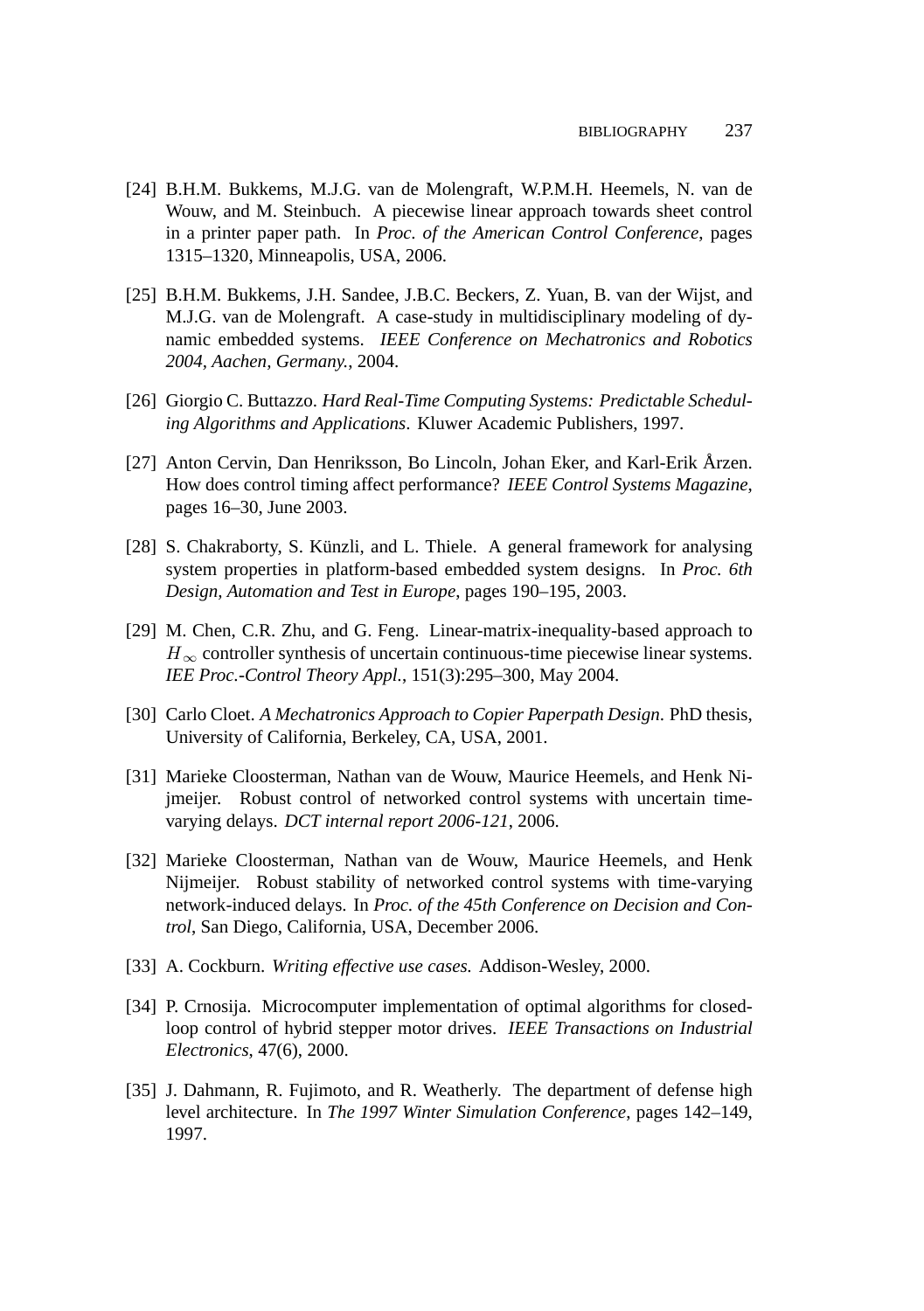[24] B.H.M. Bukkems, M.J.G. van de Molengraft, W.P.M.H. Heemels, N. van de Wouw, and M. Steinbuch. A piecewise linear approach towards sheet control in a printer paper path. In *Proc. of the American Control Conference*, pages 1315–1320, Minneapolis, USA, 2006.

[25] B.H.M. Bukkems, J.H. Sandee, J.B.C. Beckers, Z. Yuan, B. van der Wijst, and M.J.G. van de Molengraft. A case-study in multidisciplinary modeling of dynamic embedded systems. *IEEE Conference on Mechatronics and Robotics 2004, Aachen, Germany.*, 2004.

[26] Giorgio C. Buttazzo. *Hard Real-Time Computing Systems: Predictable Scheduling Algorithms and Applications*. Kluwer Academic Publishers, 1997.

[27] Anton Cervin, Dan Henriksson, Bo Lincoln, Johan Eker, and Karl-Erik Årzen. How does control timing affect performance? *IEEE Control Systems Magazine*, pages 16–30, June 2003.

[28] S. Chakraborty, S. Künzli, and L. Thiele. A general framework for analysing system properties in platform-based embedded system designs. In *Proc. 6th Design, Automation and Test in Europe*, pages 190–195, 2003.

[29] M. Chen, C.R. Zhu, and G. Feng. Linear-matrix-inequality-based approach to $H_\infty$ controller synthesis of uncertain continuous-time piecewise linear systems. *IEE Proc.-Control Theory Appl.*, 151(3):295–300, May 2004.

[30] Carlo Cloet. *A Mechatronics Approach to Copier Paperpath Design*. PhD thesis, University of California, Berkeley, CA, USA, 2001.

[31] Marieke Cloosterman, Nathan van de Wouw, Maurice Heemels, and Henk Nijmeijer. Robust control of networked control systems with uncertain time-varying delays. *DCT internal report 2006-121*, 2006.

[32] Marieke Cloosterman, Nathan van de Wouw, Maurice Heemels, and Henk Nijmeijer. Robust stability of networked control systems with time-varying network-induced delays. In *Proc. of the 45th Conference on Decision and Control*, San Diego, California, USA, December 2006.

[33] A. Cockburn. *Writing effective use cases.* Addison-Wesley, 2000.

[34] P. Crnosija. Microcomputer implementation of optimal algorithms for closed-loop control of hybrid stepper motor drives. *IEEE Transactions on Industrial Electronics*, 47(6), 2000.

[35] J. Dahmann, R. Fujimoto, and R. Weatherly. The department of defense high level architecture. In *The 1997 Winter Simulation Conference*, pages 142–149, 1997.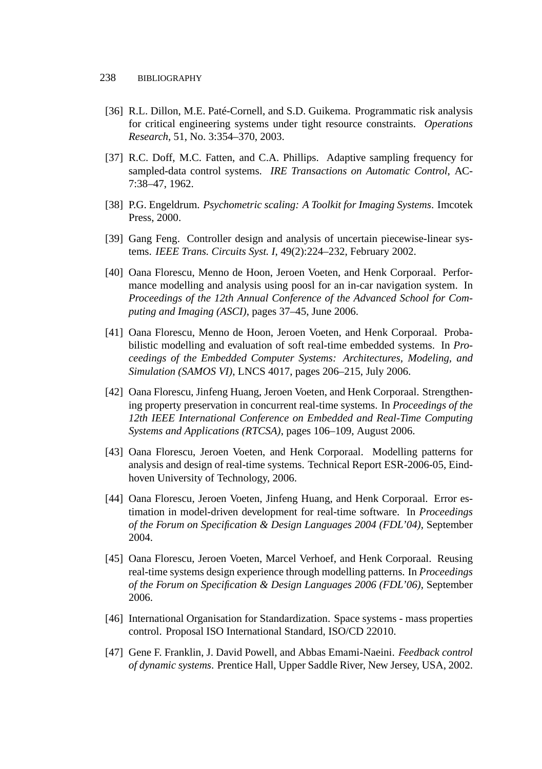[36] R.L. Dillon, M.E. Paté-Cornell, and S.D. Guikema. Programmatic risk analysis for critical engineering systems under tight resource constraints. *Operations Research*, 51, No. 3:354–370, 2003.

[37] R.C. Doff, M.C. Fatten, and C.A. Phillips. Adaptive sampling frequency for sampled-data control systems. *IRE Transactions on Automatic Control*, AC-7:38–47, 1962.

[38] P.G. Engeldrum. *Psychometric scaling: A Toolkit for Imaging Systems*. Imcotek Press, 2000.

[39] Gang Feng. Controller design and analysis of uncertain piecewise-linear systems. *IEEE Trans. Circuits Syst. I*, 49(2):224–232, February 2002.

[40] Oana Florescu, Menno de Hoon, Jeroen Voeten, and Henk Corporaal. Performance modelling and analysis using poosl for an in-car navigation system. In *Proceedings of the 12th Annual Conference of the Advanced School for Computing and Imaging (ASCI)*, pages 37–45, June 2006.

[41] Oana Florescu, Menno de Hoon, Jeroen Voeten, and Henk Corporaal. Probabilistic modelling and evaluation of soft real-time embedded systems. In *Proceedings of the Embedded Computer Systems: Architectures, Modeling, and Simulation (SAMOS VI)*, LNCS 4017, pages 206–215, July 2006.

[42] Oana Florescu, Jinfeng Huang, Jeroen Voeten, and Henk Corporaal. Strengthening property preservation in concurrent real-time systems. In *Proceedings of the 12th IEEE International Conference on Embedded and Real-Time Computing Systems and Applications (RTCSA)*, pages 106–109, August 2006.

[43] Oana Florescu, Jeroen Voeten, and Henk Corporaal. Modelling patterns for analysis and design of real-time systems. Technical Report ESR-2006-05, Eindhoven University of Technology, 2006.

[44] Oana Florescu, Jeroen Voeten, Jinfeng Huang, and Henk Corporaal. Error estimation in model-driven development for real-time software. In *Proceedings of the Forum on Specification & Design Languages 2004 (FDL'04)*, September 2004.

[45] Oana Florescu, Jeroen Voeten, Marcel Verhoef, and Henk Corporaal. Reusing real-time systems design experience through modelling patterns. In *Proceedings of the Forum on Specification & Design Languages 2006 (FDL'06)*, September 2006.

[46] International Organisation for Standardization. Space systems - mass properties control. Proposal ISO International Standard, ISO/CD 22010.

[47] Gene F. Franklin, J. David Powell, and Abbas Emami-Naeini. *Feedback control of dynamic systems*. Prentice Hall, Upper Saddle River, New Jersey, USA, 2002.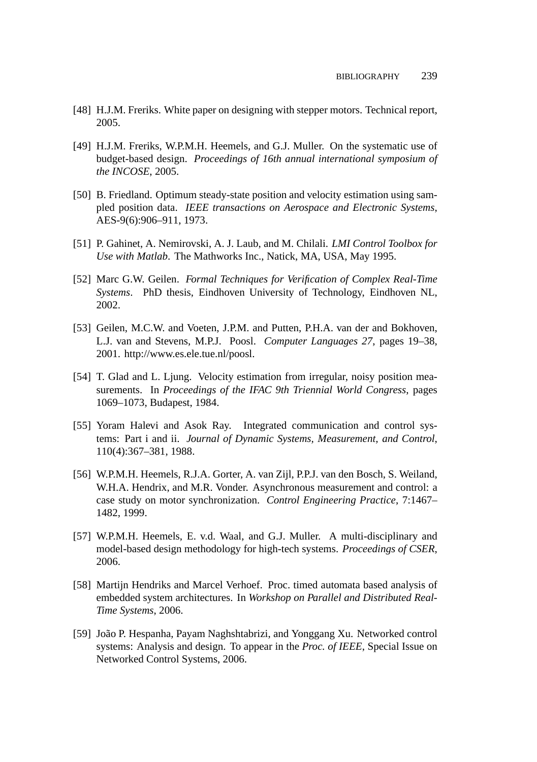[48] H.J.M. Freriks. White paper on designing with stepper motors. Technical report, 2005.

[49] H.J.M. Freriks, W.P.M.H. Heemels, and G.J. Muller. On the systematic use of budget-based design. *Proceedings of 16th annual international symposium of the INCOSE*, 2005.

[50] B. Friedland. Optimum steady-state position and velocity estimation using sampled position data. *IEEE transactions on Aerospace and Electronic Systems*, AES-9(6):906–911, 1973.

[51] P. Gahinet, A. Nemirovski, A. J. Laub, and M. Chilali. *LMI Control Toolbox for Use with Matlab*. The Mathworks Inc., Natick, MA, USA, May 1995.

[52] Marc G.W. Geilen. *Formal Techniques for Verification of Complex Real-Time Systems*. PhD thesis, Eindhoven University of Technology, Eindhoven NL, 2002.

[53] Geilen, M.C.W. and Voeten, J.P.M. and Putten, P.H.A. van der and Bokhoven, L.J. van and Stevens, M.P.J. Poosl. *Computer Languages 27*, pages 19–38, 2001. http://www.es.ele.tue.nl/poosl.

[54] T. Glad and L. Ljung. Velocity estimation from irregular, noisy position measurements. In *Proceedings of the IFAC 9th Triennial World Congress*, pages 1069–1073, Budapest, 1984.

[55] Yoram Halevi and Asok Ray. Integrated communication and control systems: Part i and ii. *Journal of Dynamic Systems, Measurement, and Control*, 110(4):367–381, 1988.

[56] W.P.M.H. Heemels, R.J.A. Gorter, A. van Zijl, P.P.J. van den Bosch, S. Weiland, W.H.A. Hendrix, and M.R. Vonder. Asynchronous measurement and control: a case study on motor synchronization. *Control Engineering Practice*, 7:1467–1482, 1999.

[57] W.P.M.H. Heemels, E. v.d. Waal, and G.J. Muller. A multi-disciplinary and model-based design methodology for high-tech systems. *Proceedings of CSER*, 2006.

[58] Martijn Hendriks and Marcel Verhoef. Proc. timed automata based analysis of embedded system architectures. In *Workshop on Parallel and Distributed Real-Time Systems*, 2006.

[59] João P. Hespanha, Payam Naghshtabrizi, and Yonggang Xu. Networked control systems: Analysis and design. To appear in the *Proc. of IEEE*, Special Issue on Networked Control Systems, 2006.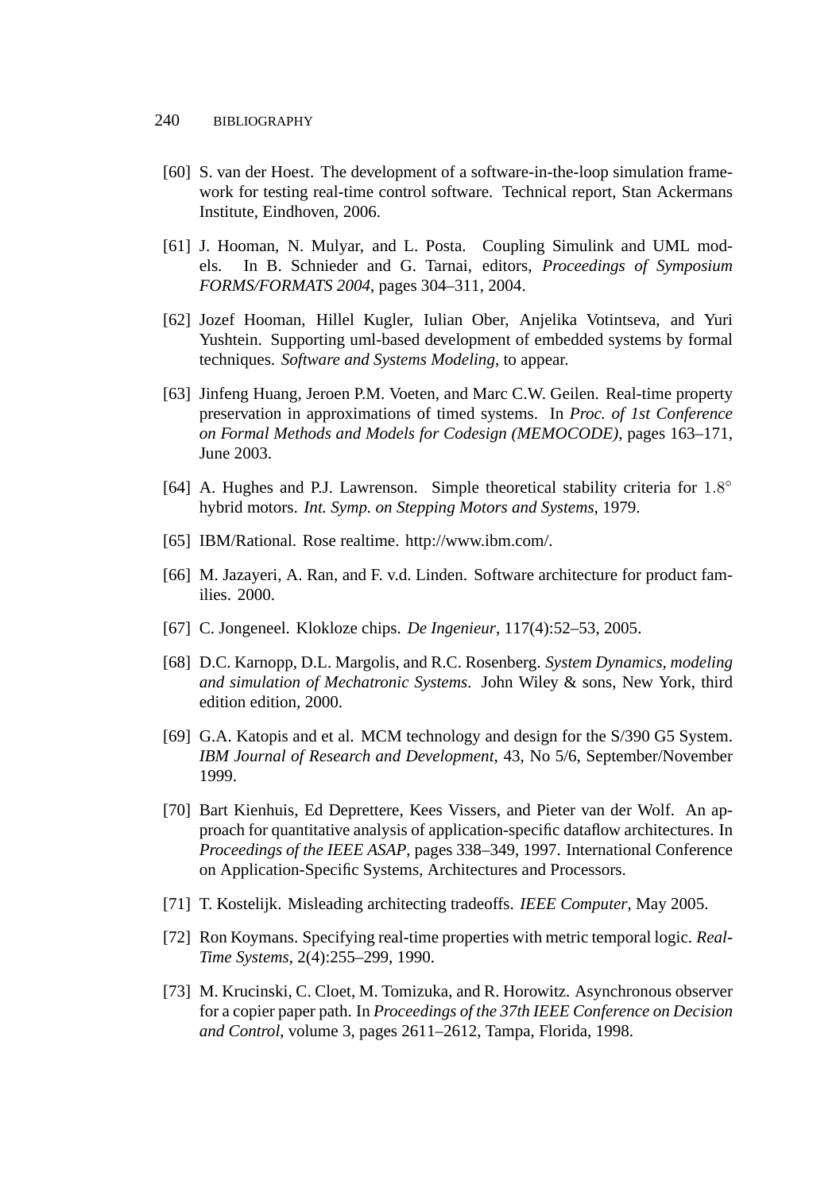[60] S. van der Hoest. The development of a software-in-the-loop simulation framework for testing real-time control software. Technical report, Stan Ackermans Institute, Eindhoven, 2006.

[61] J. Hooman, N. Mulyar, and L. Posta. Coupling Simulink and UML models. In B. Schnieder and G. Tarnai, editors, *Proceedings of Symposium FORMS/FORMATS 2004*, pages 304–311, 2004.

[62] Jozef Hooman, Hillel Kugler, Iulian Ober, Anjelika Votintseva, and Yuri Yushtein. Supporting uml-based development of embedded systems by formal techniques. *Software and Systems Modeling*, to appear.

[63] Jinfeng Huang, Jeroen P.M. Voeten, and Marc C.W. Geilen. Real-time property preservation in approximations of timed systems. In *Proc. of 1st Conference on Formal Methods and Models for Codesign (MEMOCODE)*, pages 163–171, June 2003.

[64] A. Hughes and P.J. Lawrenson. Simple theoretical stability criteria for $1.8^{\circ}$ hybrid motors. *Int. Symp. on Stepping Motors and Systems*, 1979.

[65] IBM/Rational. Rose realtime. http://www.ibm.com/.

[66] M. Jazayeri, A. Ran, and F. v.d. Linden. Software architecture for product families. 2000.

[67] C. Jongeneel. Klokloze chips. *De Ingenieur*, 117(4):52–53, 2005.

[68] D.C. Karnopp, D.L. Margolis, and R.C. Rosenberg. *System Dynamics, modeling and simulation of Mechatronic Systems*. John Wiley & sons, New York, third edition edition, 2000.

[69] G.A. Katopis and et al. MCM technology and design for the S/390 G5 System. *IBM Journal of Research and Development*, 43, No 5/6, September/November 1999.

[70] Bart Kienhuis, Ed Deprettere, Kees Vissers, and Pieter van der Wolf. An approach for quantitative analysis of application-specific dataflow architectures. In *Proceedings of the IEEE ASAP*, pages 338–349, 1997. International Conference on Application-Specific Systems, Architectures and Processors.

[71] T. Kostelijk. Misleading architecting tradeoffs. *IEEE Computer*, May 2005.

[72] Ron Koymans. Specifying real-time properties with metric temporal logic. *Real-Time Systems*, 2(4):255–299, 1990.

[73] M. Krucinski, C. Cloet, M. Tomizuka, and R. Horowitz. Asynchronous observer for a copier paper path. In *Proceedings of the 37th IEEE Conference on Decision and Control*, volume 3, pages 2611–2612, Tampa, Florida, 1998.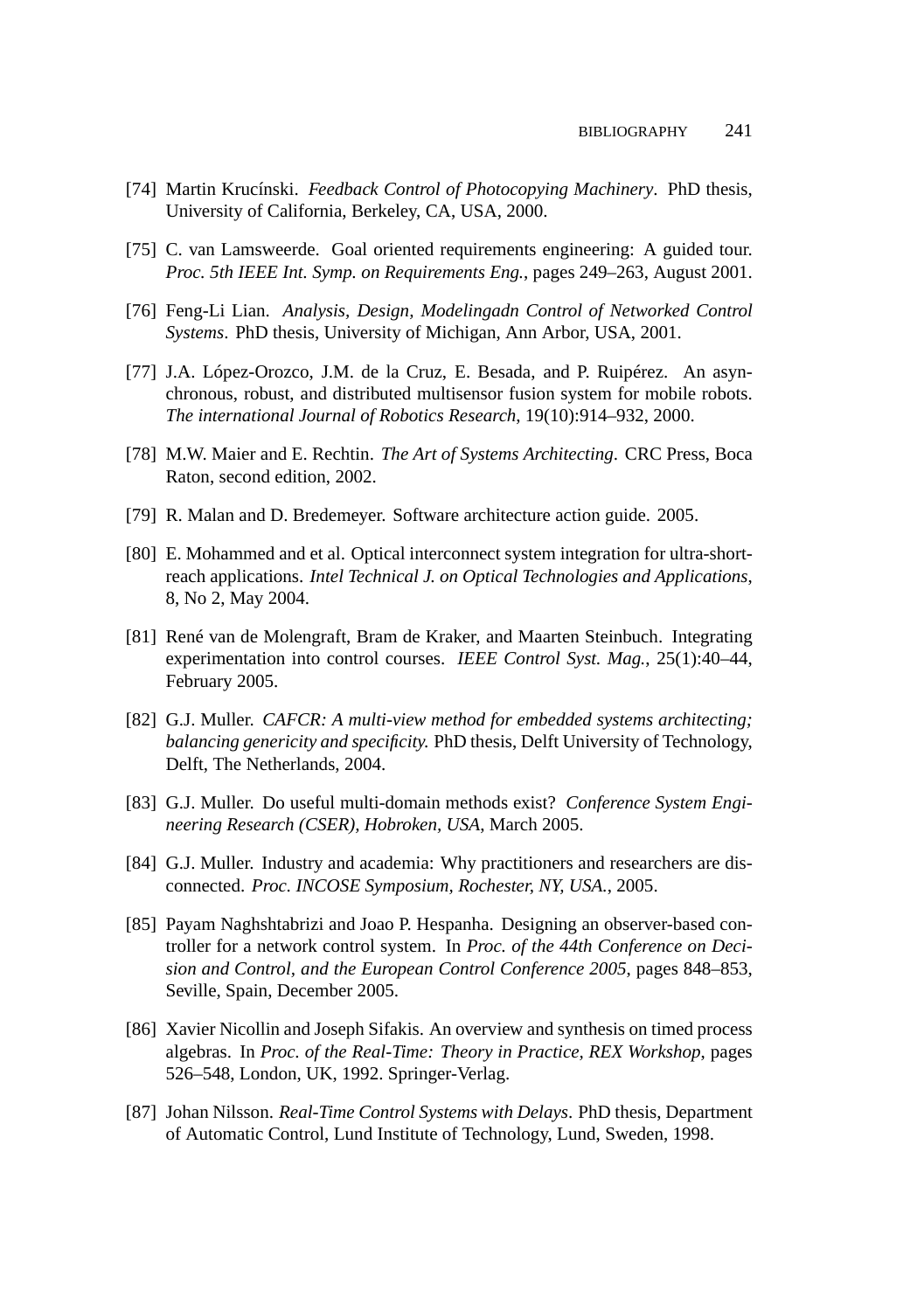[74] Martin Krucínski. *Feedback Control of Photocopying Machinery*. PhD thesis, University of California, Berkeley, CA, USA, 2000.

[75] C. van Lamsweerde. Goal oriented requirements engineering: A guided tour. *Proc. 5th IEEE Int. Symp. on Requirements Eng.*, pages 249–263, August 2001.

[76] Feng-Li Lian. *Analysis, Design, Modelingadn Control of Networked Control Systems*. PhD thesis, University of Michigan, Ann Arbor, USA, 2001.

[77] J.A. López-Orozco, J.M. de la Cruz, E. Besada, and P. Ruipérez. An asynchronous, robust, and distributed multisensor fusion system for mobile robots. *The international Journal of Robotics Research*, 19(10):914–932, 2000.

[78] M.W. Maier and E. Rechtin. *The Art of Systems Architecting*. CRC Press, Boca Raton, second edition, 2002.

[79] R. Malan and D. Bredemeyer. Software architecture action guide. 2005.

[80] E. Mohammed and et al. Optical interconnect system integration for ultra-short-reach applications. *Intel Technical J. on Optical Technologies and Applications*, 8, No 2, May 2004.

[81] René van de Molengraft, Bram de Kraker, and Maarten Steinbuch. Integrating experimentation into control courses. *IEEE Control Syst. Mag.*, 25(1):40–44, February 2005.

[82] G.J. Muller. *CAFCR: A multi-view method for embedded systems architecting; balancing genericity and specificity.* PhD thesis, Delft University of Technology, Delft, The Netherlands, 2004.

[83] G.J. Muller. Do useful multi-domain methods exist? *Conference System Engineering Research (CSER), Hobroken, USA*, March 2005.

[84] G.J. Muller. Industry and academia: Why practitioners and researchers are disconnected. *Proc. INCOSE Symposium, Rochester, NY, USA.*, 2005.

[85] Payam Naghshtabrizi and Joao P. Hespanha. Designing an observer-based controller for a network control system. In *Proc. of the 44th Conference on Decision and Control, and the European Control Conference 2005*, pages 848–853, Seville, Spain, December 2005.

[86] Xavier Nicollin and Joseph Sifakis. An overview and synthesis on timed process algebras. In *Proc. of the Real-Time: Theory in Practice, REX Workshop*, pages 526–548, London, UK, 1992. Springer-Verlag.

[87] Johan Nilsson. *Real-Time Control Systems with Delays*. PhD thesis, Department of Automatic Control, Lund Institute of Technology, Lund, Sweden, 1998.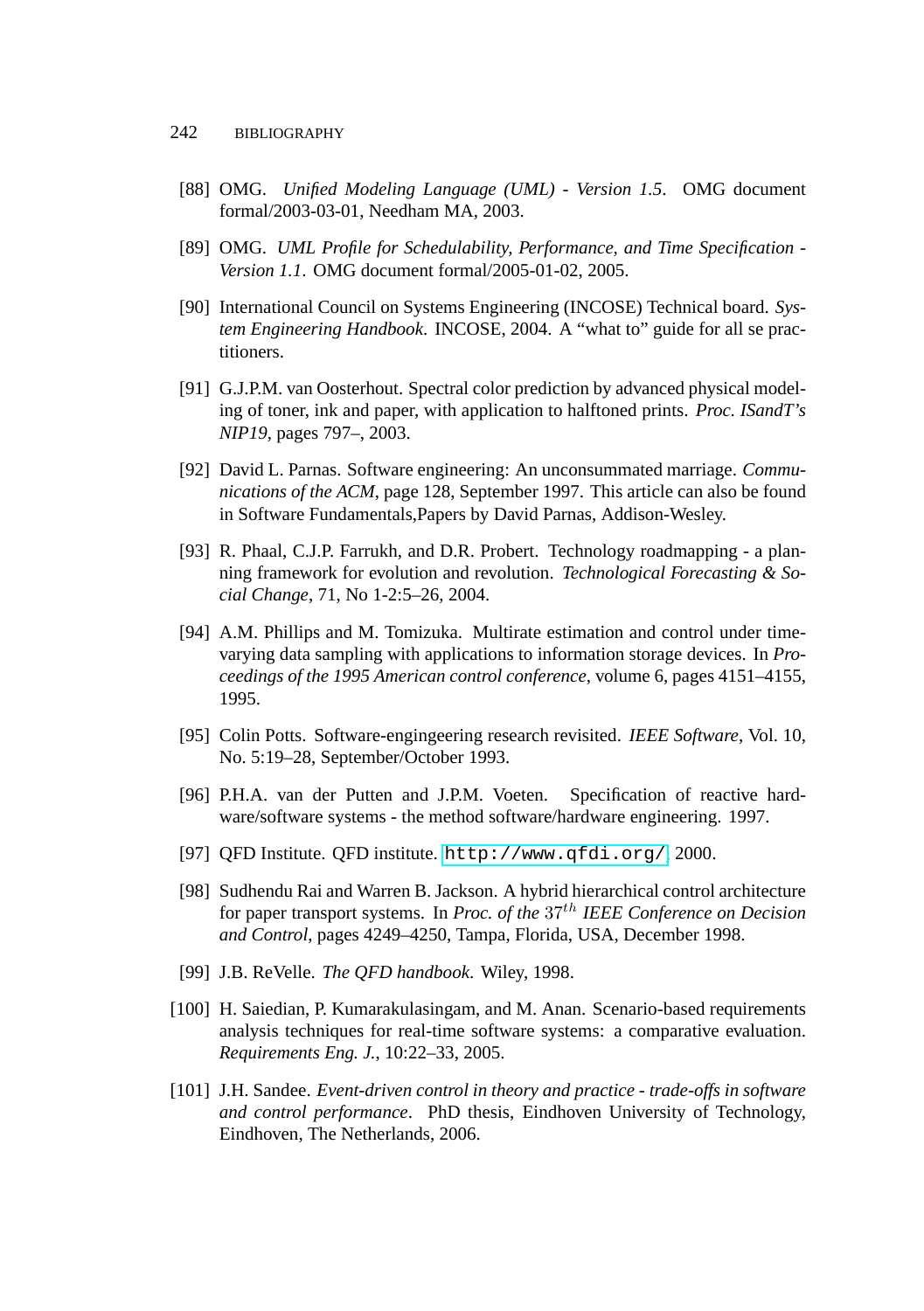[88] OMG. *Unified Modeling Language (UML) - Version 1.5*. OMG document formal/2003-03-01, Needham MA, 2003.

[89] OMG. *UML Profile for Schedulability, Performance, and Time Specification - Version 1.1*. OMG document formal/2005-01-02, 2005.

[90] International Council on Systems Engineering (INCOSE) Technical board. *System Engineering Handbook*. INCOSE, 2004. A "what to" guide for all se practitioners.

[91] G.J.P.M. van Oosterhout. Spectral color prediction by advanced physical modeling of toner, ink and paper, with application to halftoned prints. *Proc. ISandT's NIP19*, pages 797–, 2003.

[92] David L. Parnas. Software engineering: An unconsummated marriage. *Communications of the ACM*, page 128, September 1997. This article can also be found in Software Fundamentals,Papers by David Parnas, Addison-Wesley.

[93] R. Phaal, C.J.P. Farrukh, and D.R. Probert. Technology roadmapping - a planning framework for evolution and revolution. *Technological Forecasting & Social Change*, 71, No 1-2:5–26, 2004.

[94] A.M. Phillips and M. Tomizuka. Multirate estimation and control under time-varying data sampling with applications to information storage devices. In *Proceedings of the 1995 American control conference*, volume 6, pages 4151–4155, 1995.

[95] Colin Potts. Software-engingeering research revisited. *IEEE Software*, Vol. 10, No. 5:19–28, September/October 1993.

[96] P.H.A. van der Putten and J.P.M. Voeten. Specification of reactive hardware/software systems - the method software/hardware engineering. 1997.

[97] QFD Institute. QFD institute. http://www.qfdi.org/, 2000.

[98] Sudhendu Rai and Warren B. Jackson. A hybrid hierarchical control architecture for paper transport systems. In *Proc. of the* $37^{th}$ *IEEE Conference on Decision and Control*, pages 4249–4250, Tampa, Florida, USA, December 1998.

[99] J.B. ReVelle. *The QFD handbook*. Wiley, 1998.

[100] H. Saiedian, P. Kumarakulasingam, and M. Anan. Scenario-based requirements analysis techniques for real-time software systems: a comparative evaluation. *Requirements Eng. J.*, 10:22–33, 2005.

[101] J.H. Sandee. *Event-driven control in theory and practice - trade-offs in software and control performance*. PhD thesis, Eindhoven University of Technology, Eindhoven, The Netherlands, 2006.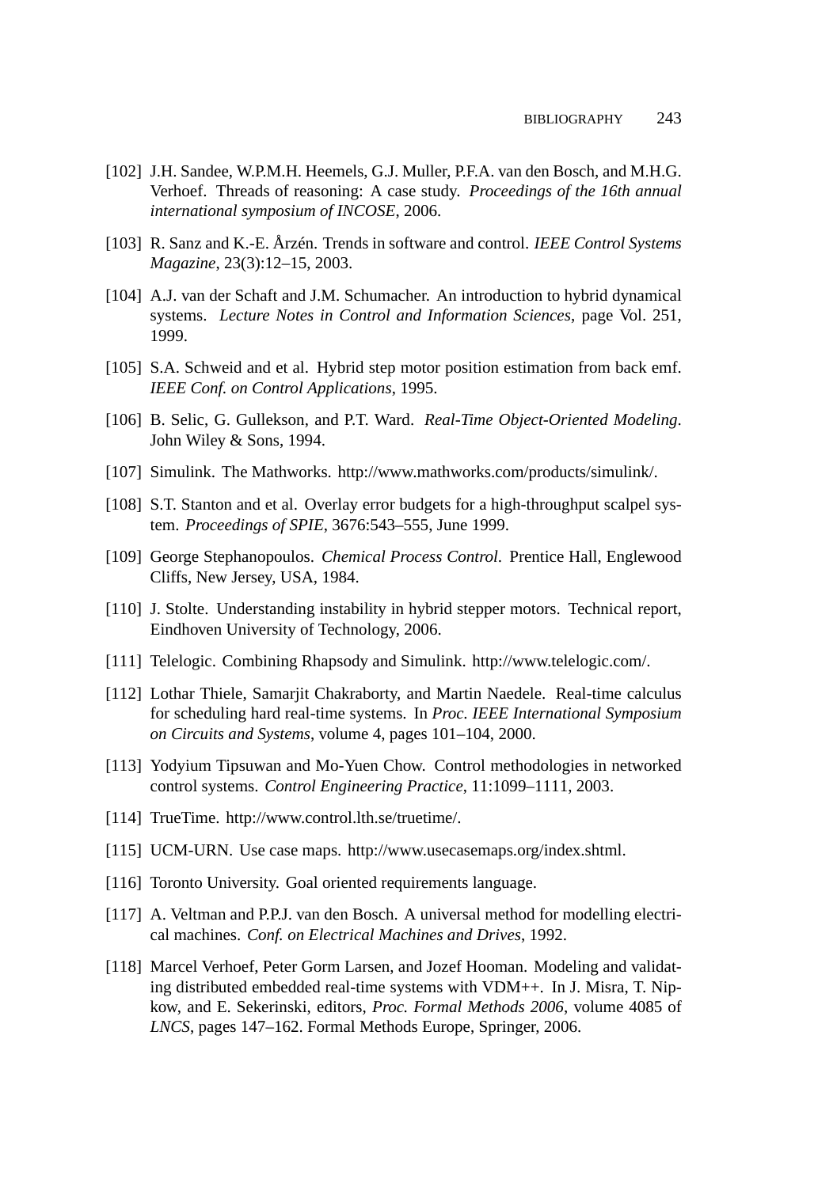[102] J.H. Sandee, W.P.M.H. Heemels, G.J. Muller, P.F.A. van den Bosch, and M.H.G. Verhoef. Threads of reasoning: A case study. *Proceedings of the 16th annual international symposium of INCOSE*, 2006.

[103] R. Sanz and K.-E. Årzén. Trends in software and control. *IEEE Control Systems Magazine*, 23(3):12–15, 2003.

[104] A.J. van der Schaft and J.M. Schumacher. An introduction to hybrid dynamical systems. *Lecture Notes in Control and Information Sciences*, page Vol. 251, 1999.

[105] S.A. Schweid and et al. Hybrid step motor position estimation from back emf. *IEEE Conf. on Control Applications*, 1995.

[106] B. Selic, G. Gullekson, and P.T. Ward. *Real-Time Object-Oriented Modeling*. John Wiley & Sons, 1994.

[107] Simulink. The Mathworks. http://www.mathworks.com/products/simulink/.

[108] S.T. Stanton and et al. Overlay error budgets for a high-throughput scalpel system. *Proceedings of SPIE*, 3676:543–555, June 1999.

[109] George Stephanopoulos. *Chemical Process Control*. Prentice Hall, Englewood Cliffs, New Jersey, USA, 1984.

[110] J. Stolte. Understanding instability in hybrid stepper motors. Technical report, Eindhoven University of Technology, 2006.

[111] Telelogic. Combining Rhapsody and Simulink. http://www.telelogic.com/.

[112] Lothar Thiele, Samarjit Chakraborty, and Martin Naedele. Real-time calculus for scheduling hard real-time systems. In *Proc. IEEE International Symposium on Circuits and Systems*, volume 4, pages 101–104, 2000.

[113] Yodyium Tipsuwan and Mo-Yuen Chow. Control methodologies in networked control systems. *Control Engineering Practice*, 11:1099–1111, 2003.

[114] TrueTime. http://www.control.lth.se/truetime/.

[115] UCM-URN. Use case maps. http://www.usecasemaps.org/index.shtml.

[116] Toronto University. Goal oriented requirements language.

[117] A. Veltman and P.P.J. van den Bosch. A universal method for modelling electrical machines. *Conf. on Electrical Machines and Drives*, 1992.

[118] Marcel Verhoef, Peter Gorm Larsen, and Jozef Hooman. Modeling and validating distributed embedded real-time systems with VDM++. In J. Misra, T. Nipkow, and E. Sekerinski, editors, *Proc. Formal Methods 2006*, volume 4085 of *LNCS*, pages 147–162. Formal Methods Europe, Springer, 2006.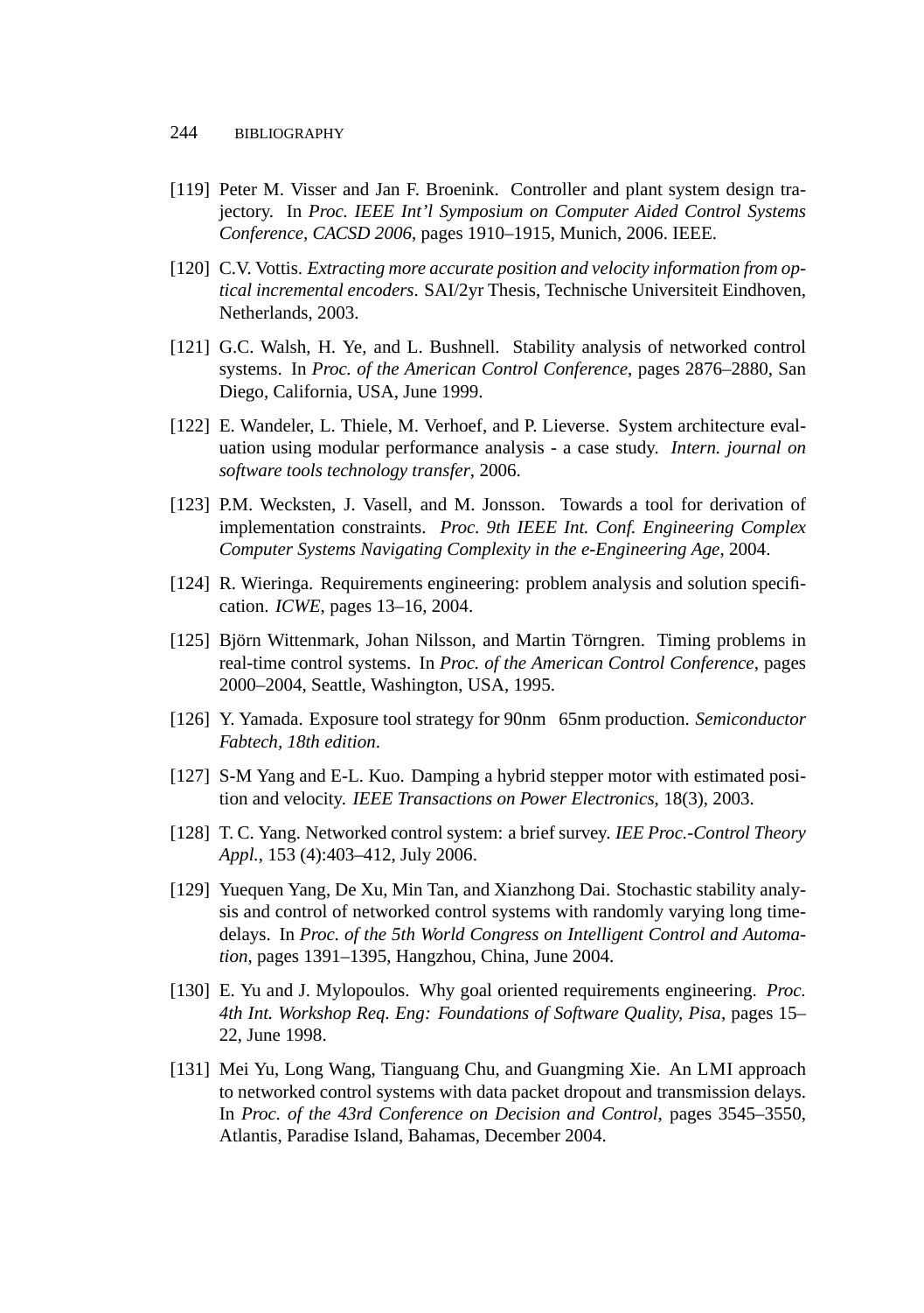[119] Peter M. Visser and Jan F. Broenink. Controller and plant system design trajectory. In *Proc. IEEE Int'l Symposium on Computer Aided Control Systems Conference, CACSD 2006*, pages 1910–1915, Munich, 2006. IEEE.

[120] C.V. Vottis. *Extracting more accurate position and velocity information from optical incremental encoders*. SAI/2yr Thesis, Technische Universiteit Eindhoven, Netherlands, 2003.

[121] G.C. Walsh, H. Ye, and L. Bushnell. Stability analysis of networked control systems. In *Proc. of the American Control Conference*, pages 2876–2880, San Diego, California, USA, June 1999.

[122] E. Wandeler, L. Thiele, M. Verhoef, and P. Lieverse. System architecture evaluation using modular performance analysis - a case study. *Intern. journal on software tools technology transfer*, 2006.

[123] P.M. Wecksten, J. Vasell, and M. Jonsson. Towards a tool for derivation of implementation constraints. *Proc. 9th IEEE Int. Conf. Engineering Complex Computer Systems Navigating Complexity in the e-Engineering Age*, 2004.

[124] R. Wieringa. Requirements engineering: problem analysis and solution specification. *ICWE*, pages 13–16, 2004.

[125] Björn Wittenmark, Johan Nilsson, and Martin Törngren. Timing problems in real-time control systems. In *Proc. of the American Control Conference*, pages 2000–2004, Seattle, Washington, USA, 1995.

[126] Y. Yamada. Exposure tool strategy for 90nm 65nm production. *Semiconductor Fabtech, 18th edition*.

[127] S-M Yang and E-L. Kuo. Damping a hybrid stepper motor with estimated position and velocity. *IEEE Transactions on Power Electronics*, 18(3), 2003.

[128] T. C. Yang. Networked control system: a brief survey. *IEE Proc.-Control Theory Appl.*, 153 (4):403–412, July 2006.

[129] Yuequen Yang, De Xu, Min Tan, and Xianzhong Dai. Stochastic stability analysis and control of networked control systems with randomly varying long time-delays. In *Proc. of the 5th World Congress on Intelligent Control and Automation*, pages 1391–1395, Hangzhou, China, June 2004.

[130] E. Yu and J. Mylopoulos. Why goal oriented requirements engineering. *Proc. 4th Int. Workshop Req. Eng: Foundations of Software Quality, Pisa*, pages 15–22, June 1998.

[131] Mei Yu, Long Wang, Tianguang Chu, and Guangming Xie. An LMI approach to networked control systems with data packet dropout and transmission delays. In *Proc. of the 43rd Conference on Decision and Control*, pages 3545–3550, Atlantis, Paradise Island, Bahamas, December 2004.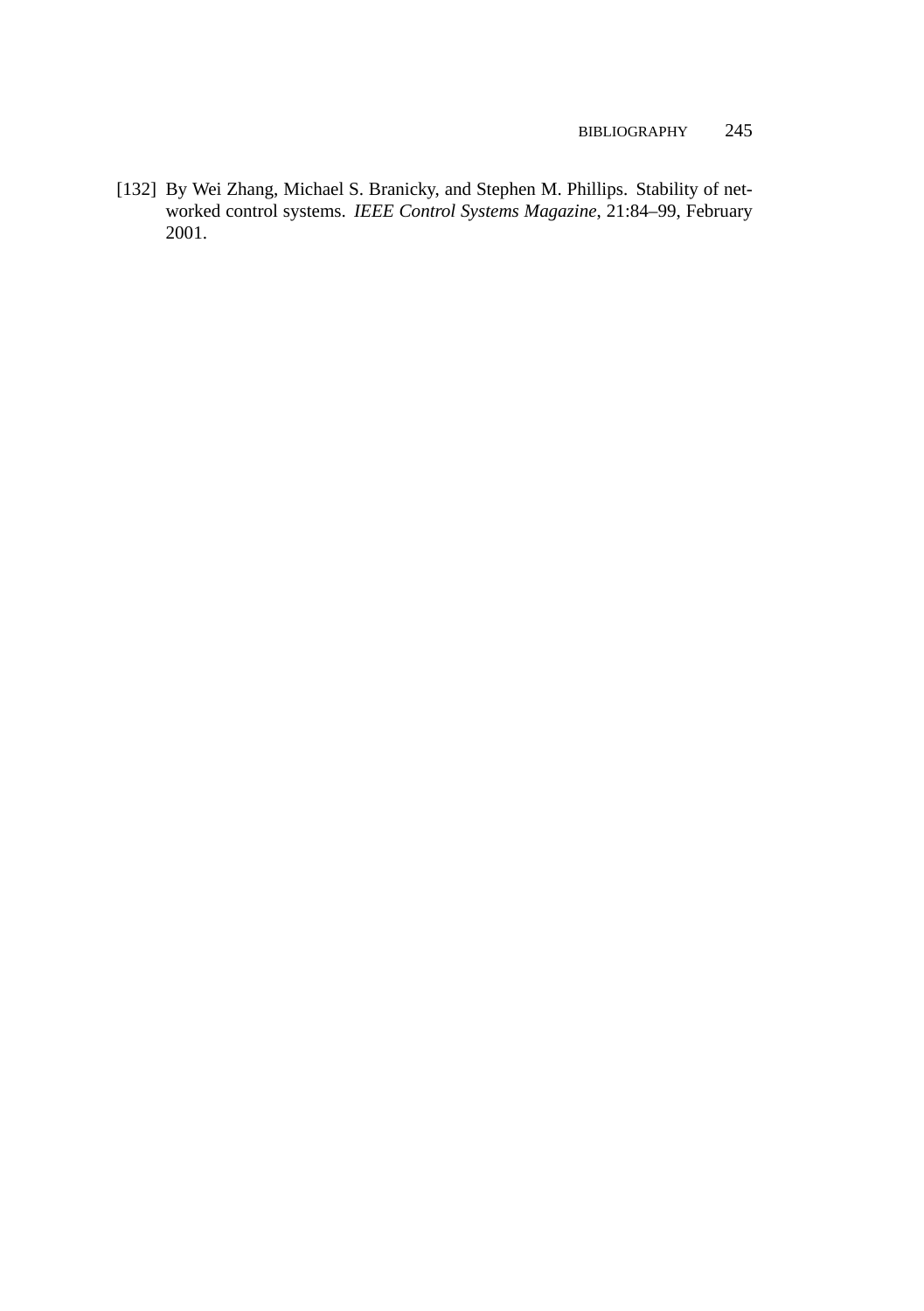[132] By Wei Zhang, Michael S. Branicky, and Stephen M. Phillips. Stability of networked control systems. *IEEE Control Systems Magazine*, 21:84–99, February 2001.